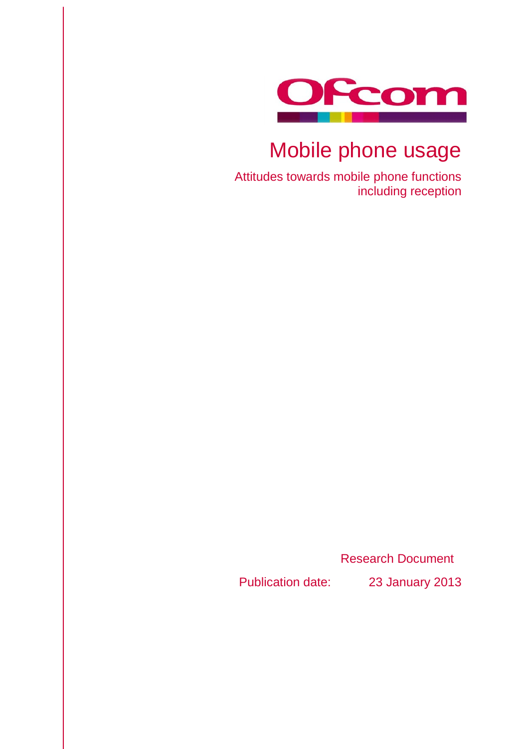Ofcom

# Mobile phone usage

Attitudes towards mobile phone functions including reception

Research Document

Publication date: 23 January 2013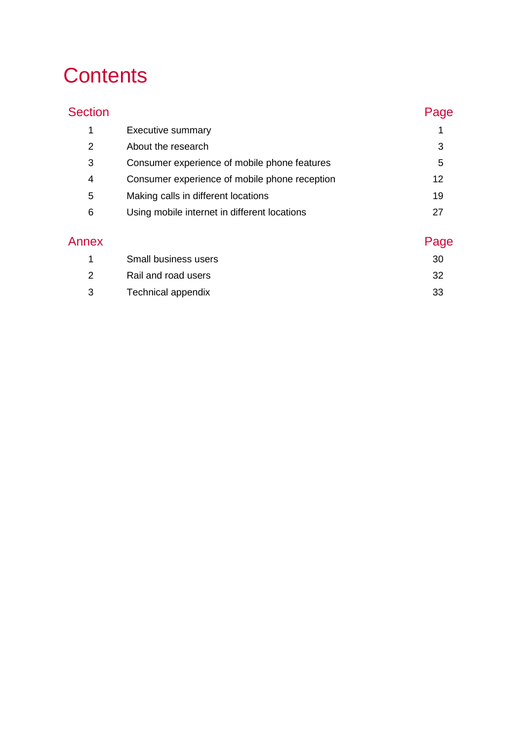# Contents

| Section | | Page |
|---|---|---|
| 1 | Executive summary | 1 |
| 2 | About the research | 3 |
| 3 | Consumer experience of mobile phone features | 5 |
| 4 | Consumer experience of mobile phone reception | 12 |
| 5 | Making calls in different locations | 19 |
| 6 | Using mobile internet in different locations | 27 |

| Annex | | Page |
|---|---|---|
| 1 | Small business users | 30 |
| 2 | Rail and road users | 32 |
| 3 | Technical appendix | 33 |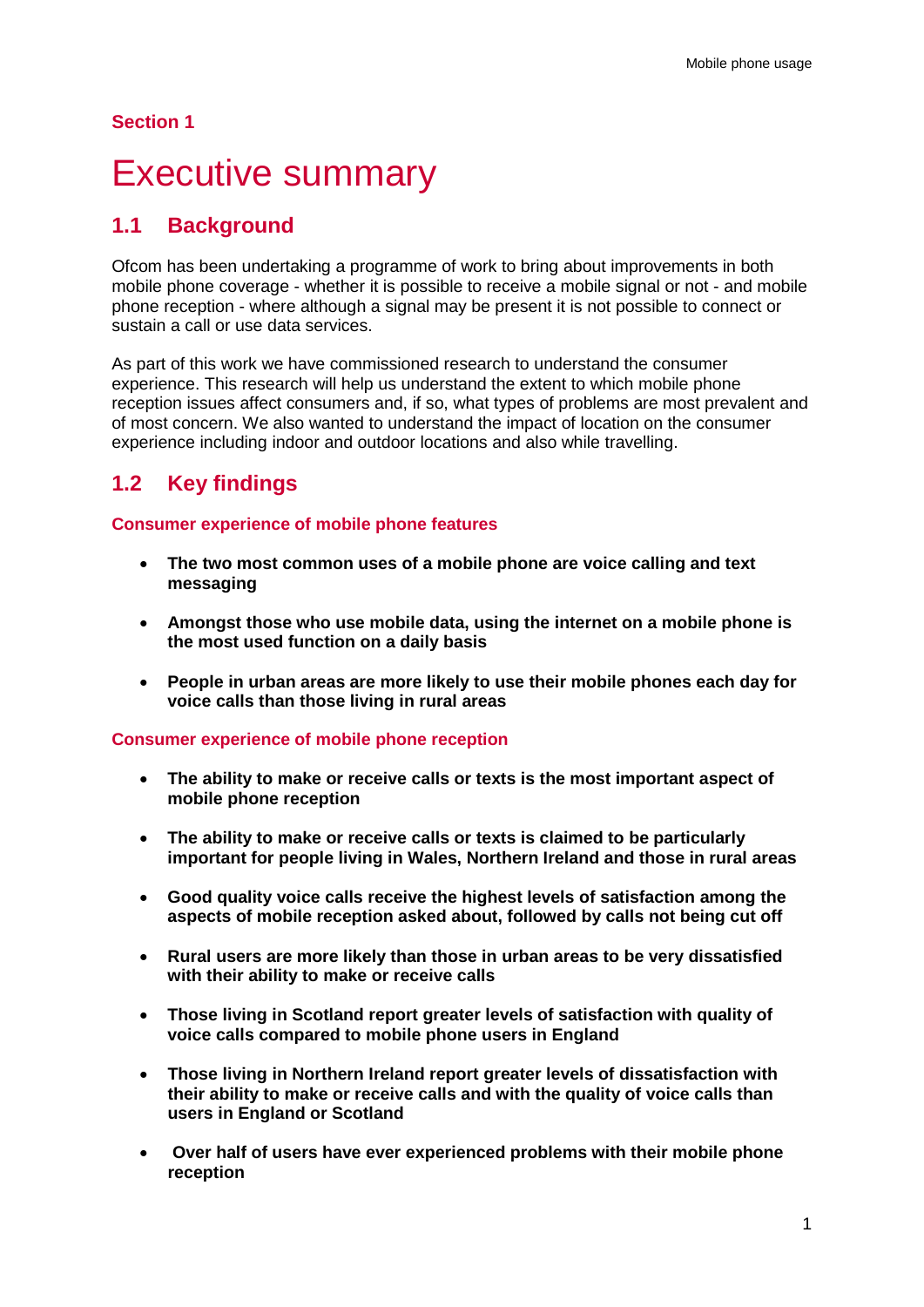## Section 1

# Executive summary

## 1.1 Background

Ofcom has been undertaking a programme of work to bring about improvements in both mobile phone coverage - whether it is possible to receive a mobile signal or not - and mobile phone reception - where although a signal may be present it is not possible to connect or sustain a call or use data services.

As part of this work we have commissioned research to understand the consumer experience. This research will help us understand the extent to which mobile phone reception issues affect consumers and, if so, what types of problems are most prevalent and of most concern. We also wanted to understand the impact of location on the consumer experience including indoor and outdoor locations and also while travelling.

## 1.2 Key findings

### Consumer experience of mobile phone features

- **The two most common uses of a mobile phone are voice calling and text messaging**
- **Amongst those who use mobile data, using the internet on a mobile phone is the most used function on a daily basis**
- **People in urban areas are more likely to use their mobile phones each day for voice calls than those living in rural areas**

### Consumer experience of mobile phone reception

- **The ability to make or receive calls or texts is the most important aspect of mobile phone reception**
- **The ability to make or receive calls or texts is claimed to be particularly important for people living in Wales, Northern Ireland and those in rural areas**
- **Good quality voice calls receive the highest levels of satisfaction among the aspects of mobile reception asked about, followed by calls not being cut off**
- **Rural users are more likely than those in urban areas to be very dissatisfied with their ability to make or receive calls**
- **Those living in Scotland report greater levels of satisfaction with quality of voice calls compared to mobile phone users in England**
- **Those living in Northern Ireland report greater levels of dissatisfaction with their ability to make or receive calls and with the quality of voice calls than users in England or Scotland**
- **Over half of users have ever experienced problems with their mobile phone reception**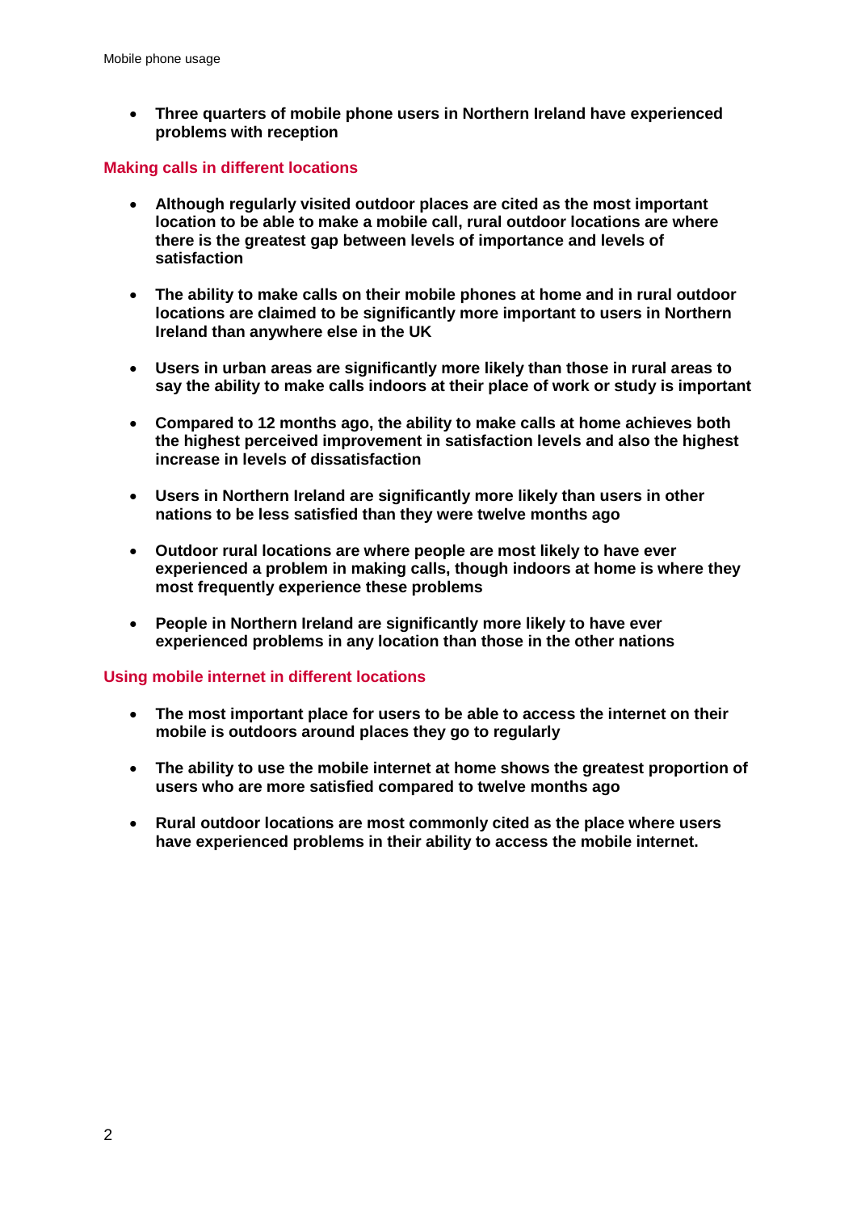- **Three quarters of mobile phone users in Northern Ireland have experienced problems with reception**

## Making calls in different locations

- **Although regularly visited outdoor places are cited as the most important location to be able to make a mobile call, rural outdoor locations are where there is the greatest gap between levels of importance and levels of satisfaction**
- **The ability to make calls on their mobile phones at home and in rural outdoor locations are claimed to be significantly more important to users in Northern Ireland than anywhere else in the UK**
- **Users in urban areas are significantly more likely than those in rural areas to say the ability to make calls indoors at their place of work or study is important**
- **Compared to 12 months ago, the ability to make calls at home achieves both the highest perceived improvement in satisfaction levels and also the highest increase in levels of dissatisfaction**
- **Users in Northern Ireland are significantly more likely than users in other nations to be less satisfied than they were twelve months ago**
- **Outdoor rural locations are where people are most likely to have ever experienced a problem in making calls, though indoors at home is where they most frequently experience these problems**
- **People in Northern Ireland are significantly more likely to have ever experienced problems in any location than those in the other nations**

## Using mobile internet in different locations

- **The most important place for users to be able to access the internet on their mobile is outdoors around places they go to regularly**
- **The ability to use the mobile internet at home shows the greatest proportion of users who are more satisfied compared to twelve months ago**
- **Rural outdoor locations are most commonly cited as the place where users have experienced problems in their ability to access the mobile internet.**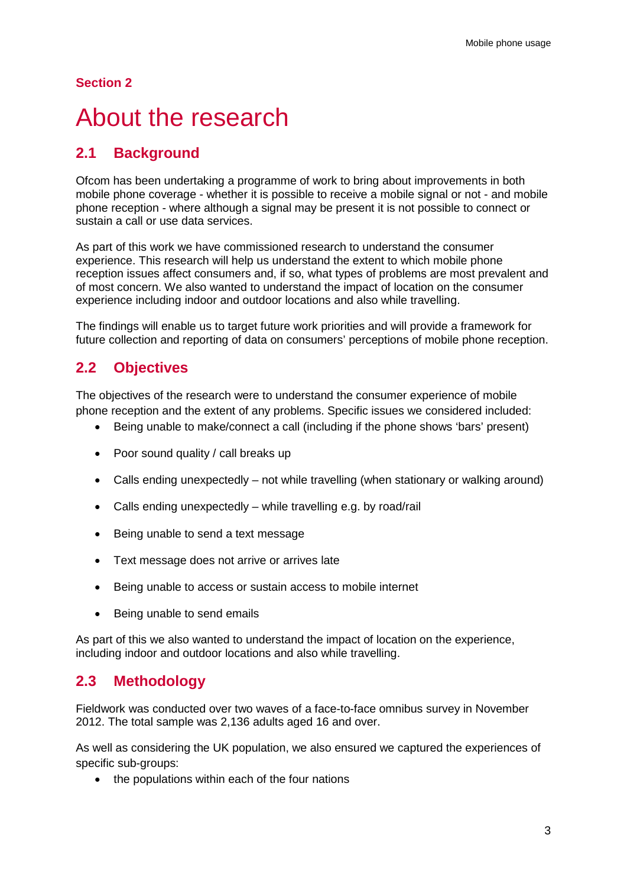## Section 2

# About the research

## 2.1 Background

Ofcom has been undertaking a programme of work to bring about improvements in both mobile phone coverage - whether it is possible to receive a mobile signal or not - and mobile phone reception - where although a signal may be present it is not possible to connect or sustain a call or use data services.

As part of this work we have commissioned research to understand the consumer experience. This research will help us understand the extent to which mobile phone reception issues affect consumers and, if so, what types of problems are most prevalent and of most concern. We also wanted to understand the impact of location on the consumer experience including indoor and outdoor locations and also while travelling.

The findings will enable us to target future work priorities and will provide a framework for future collection and reporting of data on consumers' perceptions of mobile phone reception.

## 2.2 Objectives

The objectives of the research were to understand the consumer experience of mobile phone reception and the extent of any problems. Specific issues we considered included:

- Being unable to make/connect a call (including if the phone shows 'bars' present)
- Poor sound quality / call breaks up
- Calls ending unexpectedly – not while travelling (when stationary or walking around)
- Calls ending unexpectedly – while travelling e.g. by road/rail
- Being unable to send a text message
- Text message does not arrive or arrives late
- Being unable to access or sustain access to mobile internet
- Being unable to send emails

As part of this we also wanted to understand the impact of location on the experience, including indoor and outdoor locations and also while travelling.

## 2.3 Methodology

Fieldwork was conducted over two waves of a face-to-face omnibus survey in November 2012. The total sample was 2,136 adults aged 16 and over.

As well as considering the UK population, we also ensured we captured the experiences of specific sub-groups:

- the populations within each of the four nations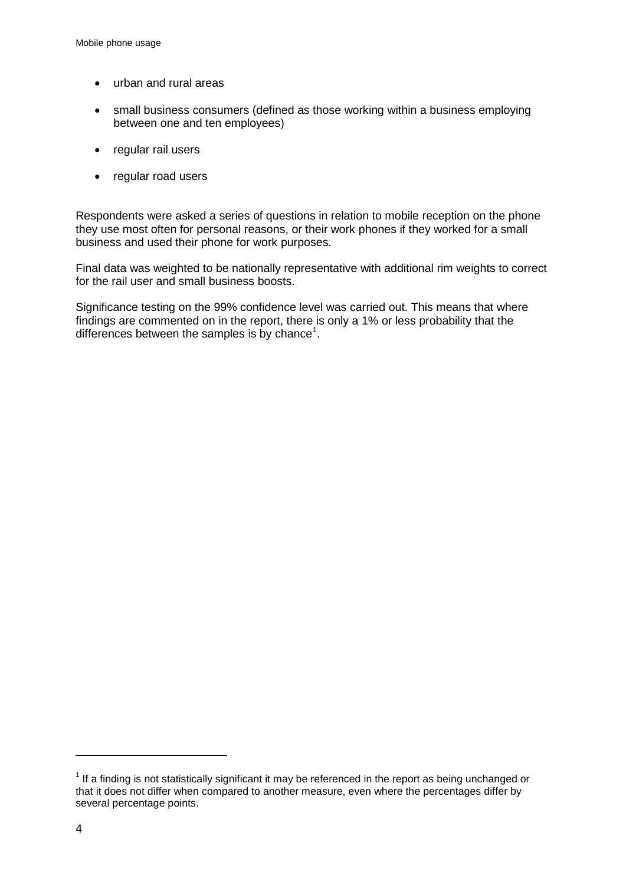- urban and rural areas
- small business consumers (defined as those working within a business employing between one and ten employees)
- regular rail users
- regular road users

Respondents were asked a series of questions in relation to mobile reception on the phone they use most often for personal reasons, or their work phones if they worked for a small business and used their phone for work purposes.

Final data was weighted to be nationally representative with additional rim weights to correct for the rail user and small business boosts.

Significance testing on the 99% confidence level was carried out. This means that where findings are commented on in the report, there is only a 1% or less probability that the differences between the samples is by chance[1].

---

[1] If a finding is not statistically significant it may be referenced in the report as being unchanged or that it does not differ when compared to another measure, even where the percentages differ by several percentage points.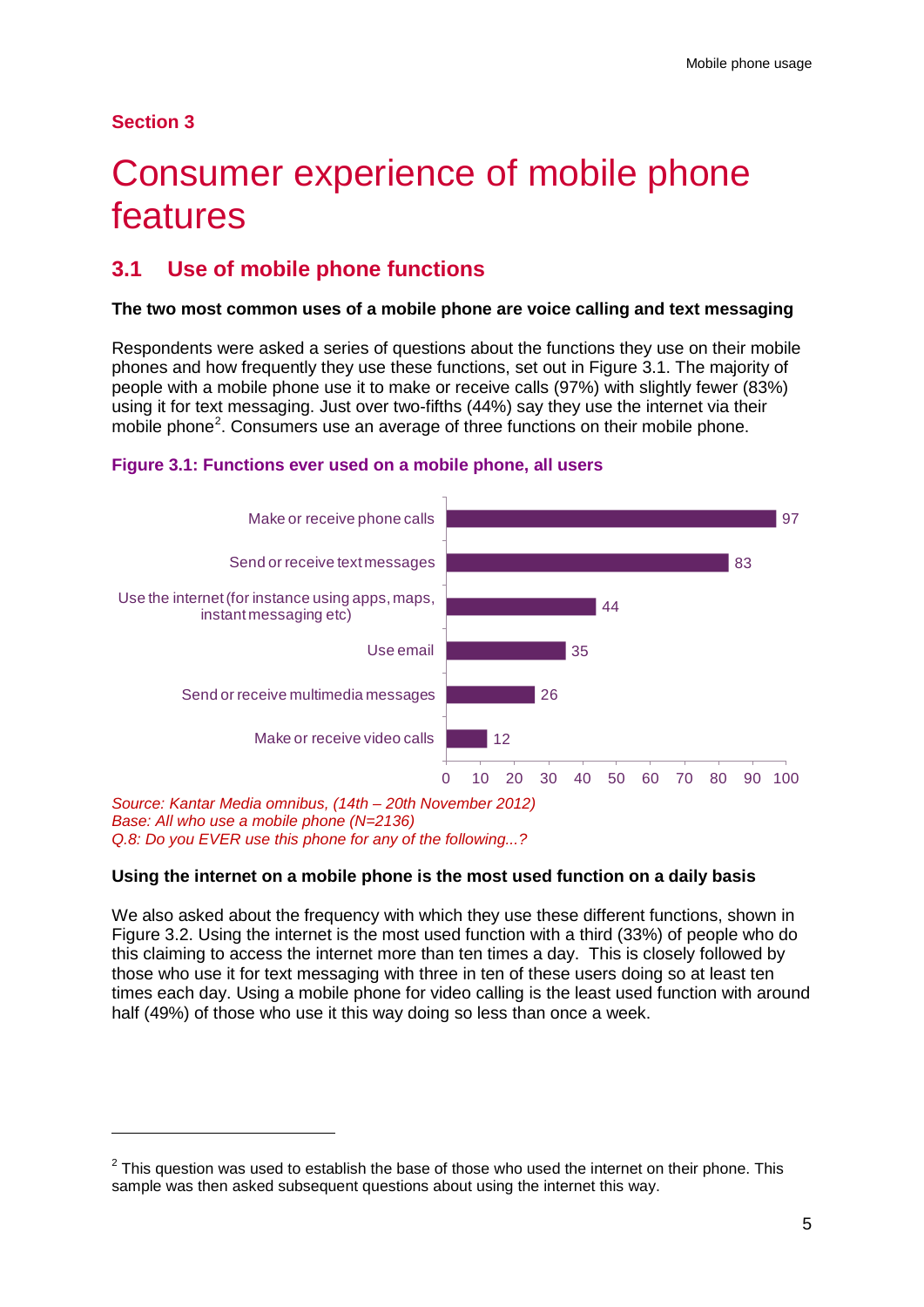## Section 3

# Consumer experience of mobile phone features

## 3.1 Use of mobile phone functions

**The two most common uses of a mobile phone are voice calling and text messaging**

Respondents were asked a series of questions about the functions they use on their mobile phones and how frequently they use these functions, set out in Figure 3.1. The majority of people with a mobile phone use it to make or receive calls (97%) with slightly fewer (83%) using it for text messaging. Just over two-fifths (44%) say they use the internet via their mobile phone[2]. Consumers use an average of three functions on their mobile phone.

**Figure 3.1: Functions ever used on a mobile phone, all users**

| Function | % |
|---|---|
| Make or receive phone calls | 97 |
| Send or receive text messages | 83 |
| Use the internet (for instance using apps, maps, instant messaging etc) | 44 |
| Use email | 35 |
| Send or receive multimedia messages | 26 |
| Make or receive video calls | 12 |

*Source: Kantar Media omnibus, (14th – 20th November 2012)*
*Base: All who use a mobile phone (N=2136)*
*Q.8: Do you EVER use this phone for any of the following...?*

**Using the internet on a mobile phone is the most used function on a daily basis**

We also asked about the frequency with which they use these different functions, shown in Figure 3.2. Using the internet is the most used function with a third (33%) of people who do this claiming to access the internet more than ten times a day. This is closely followed by those who use it for text messaging with three in ten of these users doing so at least ten times each day. Using a mobile phone for video calling is the least used function with around half (49%) of those who use it this way doing so less than once a week.

---

[2] This question was used to establish the base of those who used the internet on their phone. This sample was then asked subsequent questions about using the internet this way.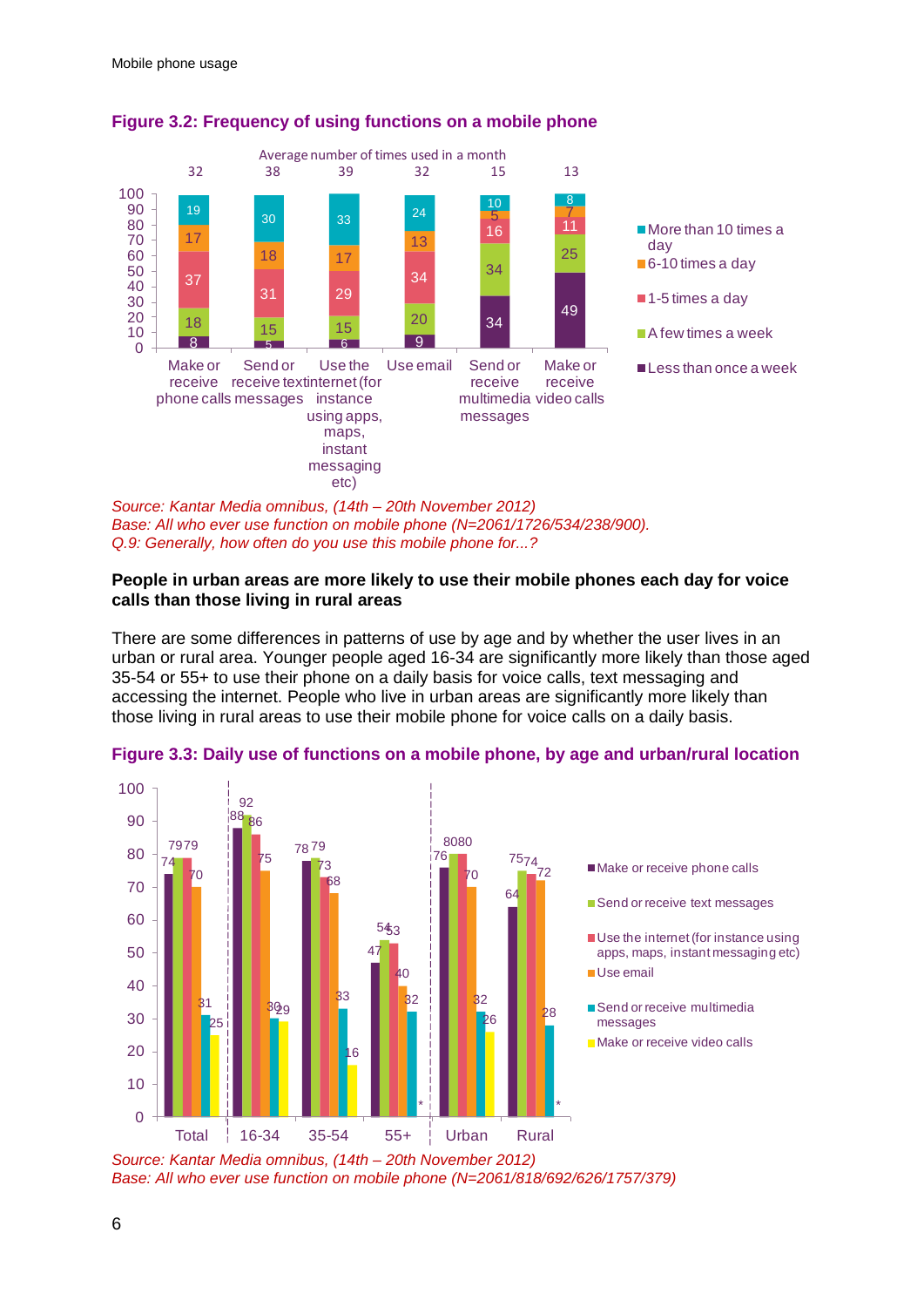**Figure 3.2: Frequency of using functions on a mobile phone**

| | Make or receive phone calls | Send or receive text messages | Use the internet (for instance using apps, maps, instant messaging etc) | Use email | Send or receive multimedia messages | Make or receive video calls |
|---|---|---|---|---|---|---|
| Average number of times used in a month | 32 | 38 | 39 | 32 | 15 | 13 |
| More than 10 times a day | 19 | 30 | 33 | 24 | 10 | 8 |
| 6-10 times a day | 17 | 18 | 17 | 13 | 5 | 7 |
| 1-5 times a day | 37 | 31 | 29 | 34 | 16 | 11 |
| A few times a week | 18 | 15 | 15 | 20 | 34 | 25 |
| Less than once a week | 8 | 5 | 6 | 9 | 34 | 49 |

*Source: Kantar Media omnibus, (14th – 20th November 2012)*
*Base: All who ever use function on mobile phone (N=2061/1726/534/238/900).*
*Q.9: Generally, how often do you use this mobile phone for...?*

**People in urban areas are more likely to use their mobile phones each day for voice calls than those living in rural areas**

There are some differences in patterns of use by age and by whether the user lives in an urban or rural area. Younger people aged 16-34 are significantly more likely than those aged 35-54 or 55+ to use their phone on a daily basis for voice calls, text messaging and accessing the internet. People who live in urban areas are significantly more likely than those living in rural areas to use their mobile phone for voice calls on a daily basis.

**Figure 3.3: Daily use of functions on a mobile phone, by age and urban/rural location**

| | Total | 16-34 | 35-54 | 55+ | Urban | Rural |
|---|---|---|---|---|---|---|
| Make or receive phone calls | 74 | 88 | 78 | 47 | 76 | 64 |
| Send or receive text messages | 79 | 92 | 79 | 54 | 80 | 75 |
| Use the internet (for instance using apps, maps, instant messaging etc) | 79 | 86 | 73 | 53 | 80 | 74 |
| Use email | 70 | 75 | 68 | 40 | 70 | 72 |
| Send or receive multimedia messages | 31 | 30 | 33 | 32 | 32 | 28 |
| Make or receive video calls | 25 | 29 | 16 | * | 26 | * |

*Source: Kantar Media omnibus, (14th – 20th November 2012)*
*Base: All who ever use function on mobile phone (N=2061/818/692/626/1757/379)*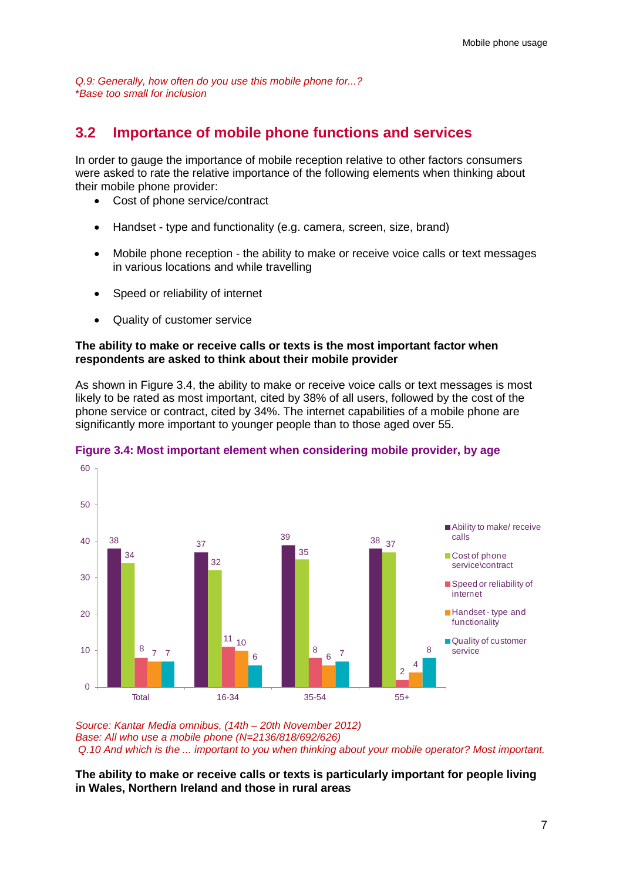*Q.9: Generally, how often do you use this mobile phone for...?*
**Base too small for inclusion*

## 3.2 Importance of mobile phone functions and services

In order to gauge the importance of mobile reception relative to other factors consumers were asked to rate the relative importance of the following elements when thinking about their mobile phone provider:

- Cost of phone service/contract
- Handset - type and functionality (e.g. camera, screen, size, brand)
- Mobile phone reception - the ability to make or receive voice calls or text messages in various locations and while travelling
- Speed or reliability of internet
- Quality of customer service

**The ability to make or receive calls or texts is the most important factor when respondents are asked to think about their mobile provider**

As shown in Figure 3.4, the ability to make or receive voice calls or text messages is most likely to be rated as most important, cited by 38% of all users, followed by the cost of the phone service or contract, cited by 34%. The internet capabilities of a mobile phone are significantly more important to younger people than to those aged over 55.

**Figure 3.4: Most important element when considering mobile provider, by age**

| | Total | 16-34 | 35-54 | 55+ |
|---|---|---|---|---|
| Ability to make/ receive calls | 38 | 37 | 39 | 38 |
| Cost of phone service\contract | 34 | 32 | 35 | 37 |
| Speed or reliability of internet | 8 | 11 | 8 | 2 |
| Handset - type and functionality | 7 | 10 | 6 | 4 |
| Quality of customer service | 7 | 6 | 7 | 8 |

*Source: Kantar Media omnibus, (14th – 20th November 2012)*
*Base: All who use a mobile phone (N=2136/818/692/626)*
*Q.10 And which is the ... important to you when thinking about your mobile operator? Most important.*

**The ability to make or receive calls or texts is particularly important for people living in Wales, Northern Ireland and those in rural areas**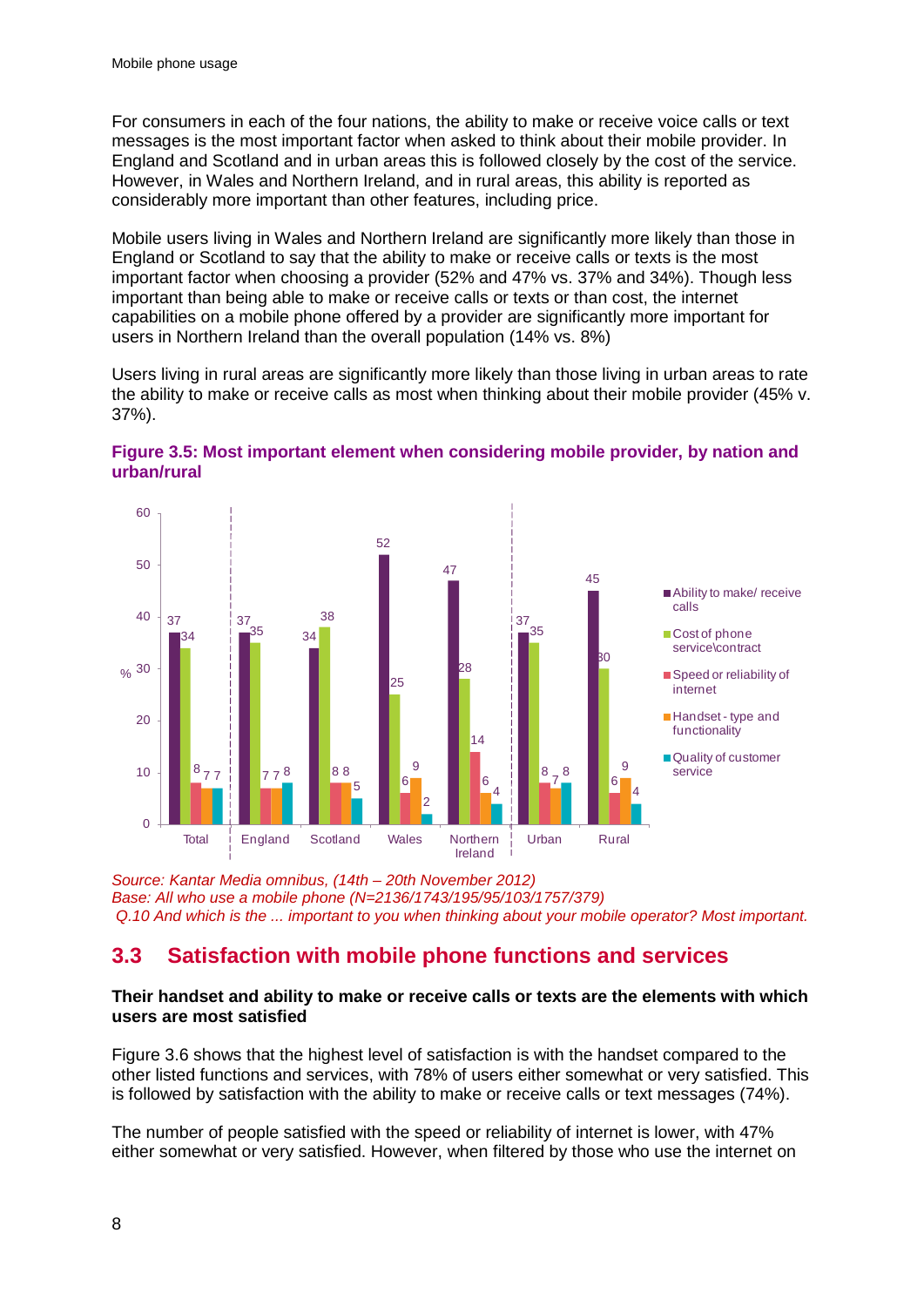For consumers in each of the four nations, the ability to make or receive voice calls or text messages is the most important factor when asked to think about their mobile provider. In England and Scotland and in urban areas this is followed closely by the cost of the service. However, in Wales and Northern Ireland, and in rural areas, this ability is reported as considerably more important than other features, including price.

Mobile users living in Wales and Northern Ireland are significantly more likely than those in England or Scotland to say that the ability to make or receive calls or texts is the most important factor when choosing a provider (52% and 47% vs. 37% and 34%). Though less important than being able to make or receive calls or texts or than cost, the internet capabilities on a mobile phone offered by a provider are significantly more important for users in Northern Ireland than the overall population (14% vs. 8%)

Users living in rural areas are significantly more likely than those living in urban areas to rate the ability to make or receive calls as most when thinking about their mobile provider (45% v. 37%).

**Figure 3.5: Most important element when considering mobile provider, by nation and urban/rural**

| % | Total | England | Scotland | Wales | Northern Ireland | Urban | Rural |
|---|---|---|---|---|---|---|---|
| Ability to make/ receive calls | 37 | 37 | 34 | 52 | 47 | 37 | 45 |
| Cost of phone service\contract | 34 | 35 | 38 | 25 | 28 | 35 | 30 |
| Speed or reliability of internet | 8 | 7 | 8 | 6 | 14 | 8 | 6 |
| Handset - type and functionality | 7 | 7 | 8 | 9 | 6 | 7 | 9 |
| Quality of customer service | 7 | 8 | 5 | 2 | 4 | 8 | 4 |

*Source: Kantar Media omnibus, (14th – 20th November 2012)*
*Base: All who use a mobile phone (N=2136/1743/195/95/103/1757/379)*
*Q.10 And which is the ... important to you when thinking about your mobile operator? Most important.*

## 3.3 Satisfaction with mobile phone functions and services

**Their handset and ability to make or receive calls or texts are the elements with which users are most satisfied**

Figure 3.6 shows that the highest level of satisfaction is with the handset compared to the other listed functions and services, with 78% of users either somewhat or very satisfied. This is followed by satisfaction with the ability to make or receive calls or text messages (74%).

The number of people satisfied with the speed or reliability of internet is lower, with 47% either somewhat or very satisfied. However, when filtered by those who use the internet on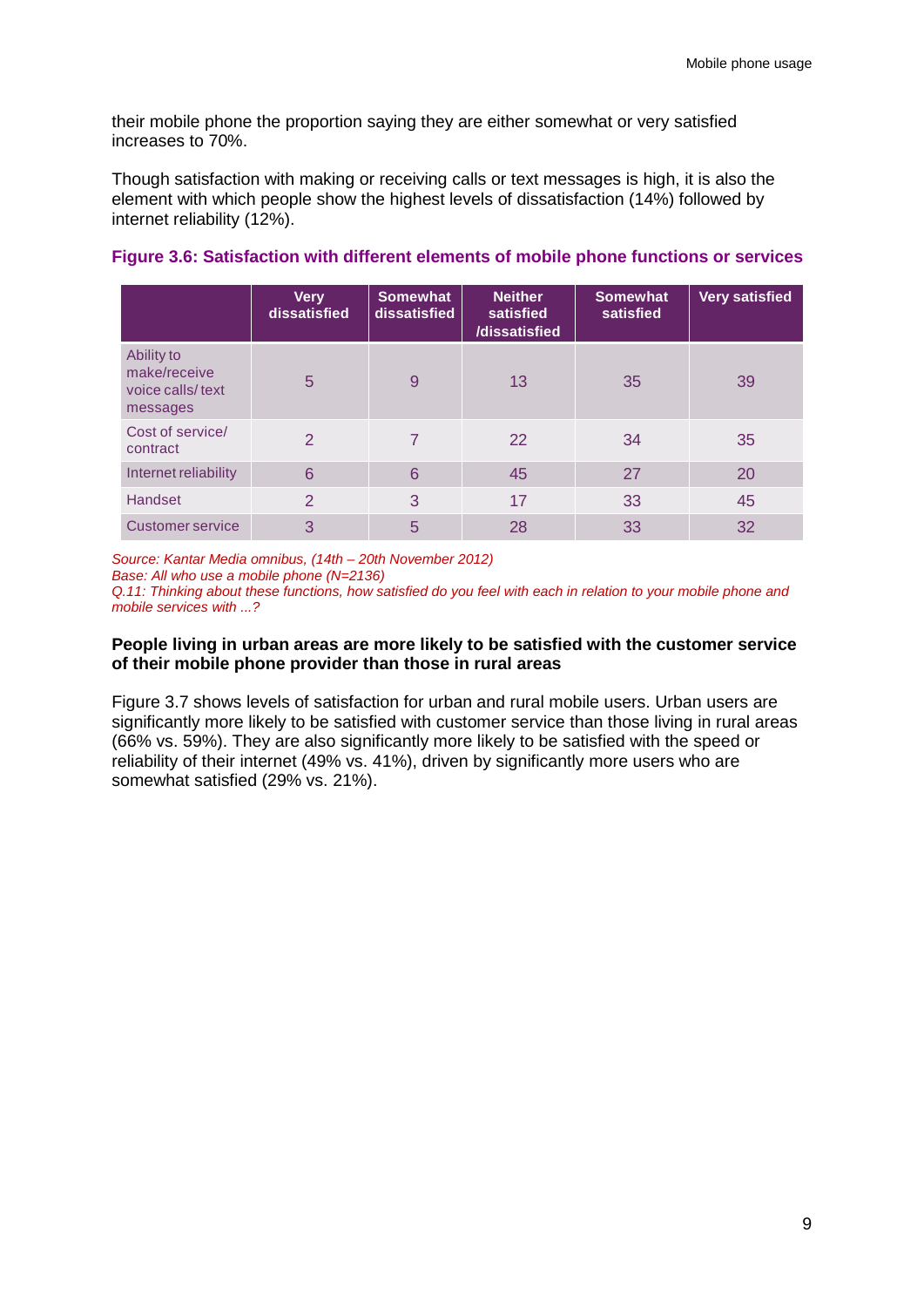their mobile phone the proportion saying they are either somewhat or very satisfied increases to 70%.

Though satisfaction with making or receiving calls or text messages is high, it is also the element with which people show the highest levels of dissatisfaction (14%) followed by internet reliability (12%).

**Figure 3.6: Satisfaction with different elements of mobile phone functions or services**

| | Very dissatisfied | Somewhat dissatisfied | Neither satisfied /dissatisfied | Somewhat satisfied | Very satisfied |
|---|---|---|---|---|---|
| Ability to make/receive voice calls/ text messages | 5 | 9 | 13 | 35 | 39 |
| Cost of service/ contract | 2 | 7 | 22 | 34 | 35 |
| Internet reliability | 6 | 6 | 45 | 27 | 20 |
| Handset | 2 | 3 | 17 | 33 | 45 |
| Customer service | 3 | 5 | 28 | 33 | 32 |

*Source: Kantar Media omnibus, (14th – 20th November 2012)*
*Base: All who use a mobile phone (N=2136)*
*Q.11: Thinking about these functions, how satisfied do you feel with each in relation to your mobile phone and mobile services with ...?*

**People living in urban areas are more likely to be satisfied with the customer service of their mobile phone provider than those in rural areas**

Figure 3.7 shows levels of satisfaction for urban and rural mobile users. Urban users are significantly more likely to be satisfied with customer service than those living in rural areas (66% vs. 59%). They are also significantly more likely to be satisfied with the speed or reliability of their internet (49% vs. 41%), driven by significantly more users who are somewhat satisfied (29% vs. 21%).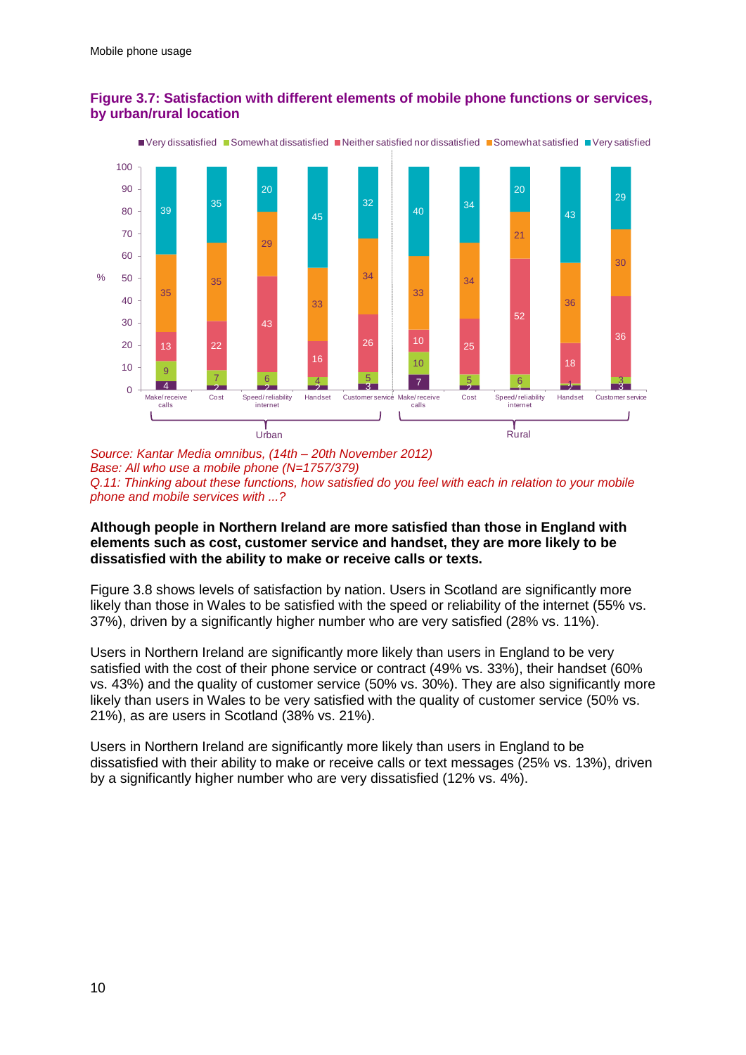**Figure 3.7: Satisfaction with different elements of mobile phone functions or services, by urban/rural location**

| | Very dissatisfied | Somewhat dissatisfied | Neither satisfied nor dissatisfied | Somewhat satisfied | Very satisfied |
|---|---|---|---|---|---|
| **Urban** | | | | | |
| Make/receive calls | 4 | 9 | 13 | 35 | 39 |
| Cost | 2 | 7 | 22 | 35 | 35 |
| Speed/reliability internet | 2 | 6 | 43 | 29 | 20 |
| Handset | 2 | 4 | 16 | 33 | 45 |
| Customer service | 3 | 5 | 26 | 34 | 32 |
| **Rural** | | | | | |
| Make/receive calls | 7 | 10 | 10 | 33 | 40 |
| Cost | 2 | 5 | 25 | 34 | 34 |
| Speed/reliability internet | 1 | 6 | 52 | 21 | 20 |
| Handset | 2 | 1 | 18 | 36 | 43 |
| Customer service | 3 | 3 | 36 | 30 | 29 |

*Source: Kantar Media omnibus, (14th – 20th November 2012)*
*Base: All who use a mobile phone (N=1757/379)*
*Q.11: Thinking about these functions, how satisfied do you feel with each in relation to your mobile phone and mobile services with ...?*

**Although people in Northern Ireland are more satisfied than those in England with elements such as cost, customer service and handset, they are more likely to be dissatisfied with the ability to make or receive calls or texts.**

Figure 3.8 shows levels of satisfaction by nation. Users in Scotland are significantly more likely than those in Wales to be satisfied with the speed or reliability of the internet (55% vs. 37%), driven by a significantly higher number who are very satisfied (28% vs. 11%).

Users in Northern Ireland are significantly more likely than users in England to be very satisfied with the cost of their phone service or contract (49% vs. 33%), their handset (60% vs. 43%) and the quality of customer service (50% vs. 30%). They are also significantly more likely than users in Wales to be very satisfied with the quality of customer service (50% vs. 21%), as are users in Scotland (38% vs. 21%).

Users in Northern Ireland are significantly more likely than users in England to be dissatisfied with their ability to make or receive calls or text messages (25% vs. 13%), driven by a significantly higher number who are very dissatisfied (12% vs. 4%).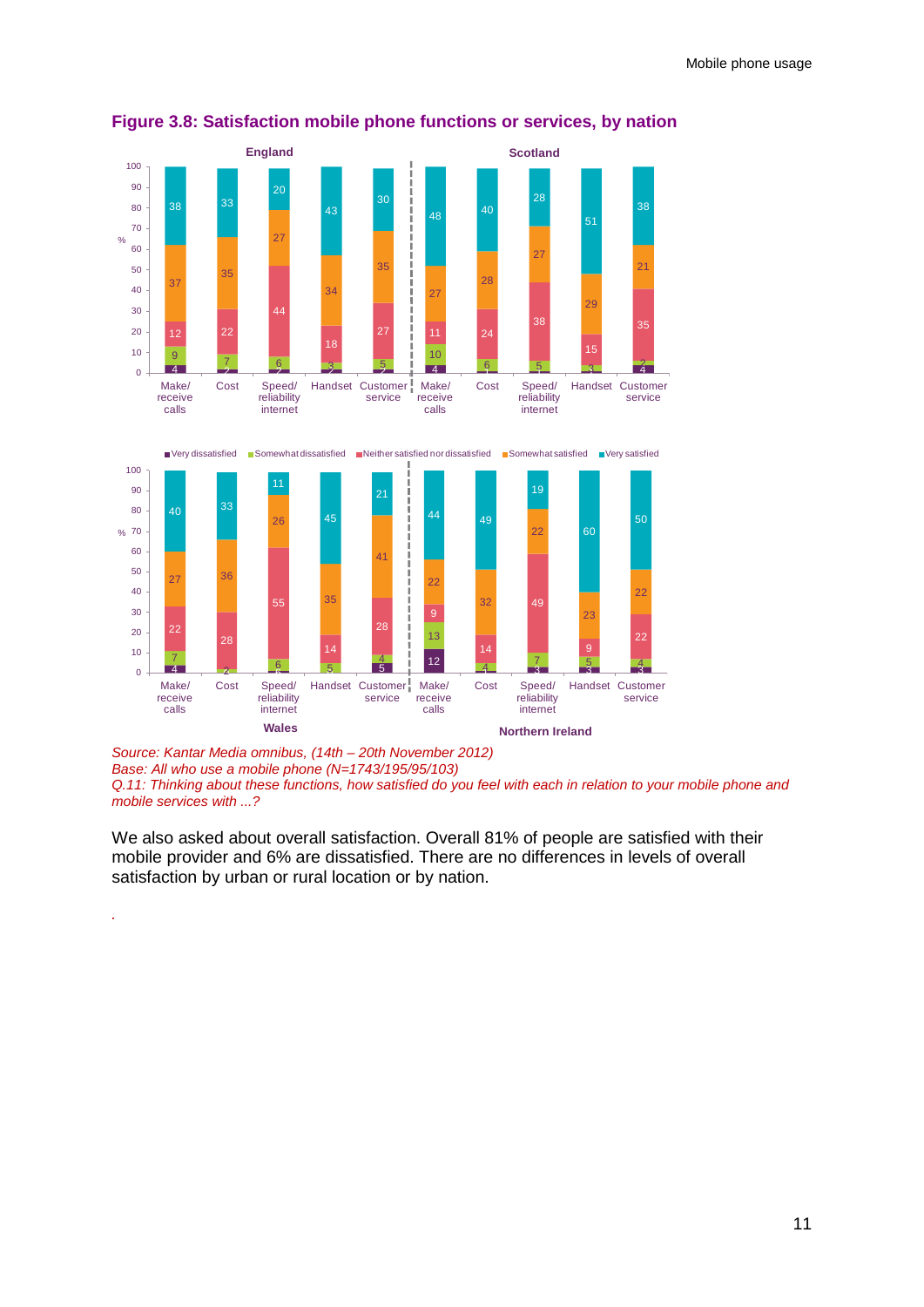**Figure 3.8: Satisfaction mobile phone functions or services, by nation**

| Nation | Function/service | Very dissatisfied | Somewhat dissatisfied | Neither satisfied nor dissatisfied | Somewhat satisfied | Very satisfied |
|---|---|---|---|---|---|---|
| England | Make/receive calls | 4 | 9 | 12 | 37 | 38 |
| England | Cost | 2 | 7 | 22 | 35 | 33 |
| England | Speed/reliability internet | 2 | 6 | 44 | 27 | 20 |
| England | Handset | 2 | 3 | 18 | 34 | 43 |
| England | Customer service | 2 | 5 | 27 | 35 | 30 |
| Scotland | Make/receive calls | 4 | 10 | 11 | 27 | 48 |
| Scotland | Cost | 1 | 6 | 24 | 28 | 40 |
| Scotland | Speed/reliability internet | 1 | 5 | 38 | 27 | 28 |
| Scotland | Handset | 1 | 3 | 15 | 29 | 51 |
| Scotland | Customer service | 4 | 2 | 35 | 21 | 38 |
| Wales | Make/receive calls | 4 | 7 | 22 | 27 | 40 |
| Wales | Cost | | 2 | 28 | 36 | 33 |
| Wales | Speed/reliability internet | 1 | 6 | 55 | 26 | 11 |
| Wales | Handset | | 5 | 14 | 35 | 45 |
| Wales | Customer service | 5 | 4 | 28 | 41 | 21 |
| Northern Ireland | Make/receive calls | 12 | 13 | 9 | 22 | 44 |
| Northern Ireland | Cost | 1 | 4 | 14 | 32 | 49 |
| Northern Ireland | Speed/reliability internet | 3 | 7 | 49 | 22 | 19 |
| Northern Ireland | Handset | 3 | 5 | 9 | 23 | 60 |
| Northern Ireland | Customer service | 3 | 4 | 22 | 22 | 50 |

*Source: Kantar Media omnibus, (14th – 20th November 2012)*
*Base: All who use a mobile phone (N=1743/195/95/103)*
*Q.11: Thinking about these functions, how satisfied do you feel with each in relation to your mobile phone and mobile services with ...?*

We also asked about overall satisfaction. Overall 81% of people are satisfied with their mobile provider and 6% are dissatisfied. There are no differences in levels of overall satisfaction by urban or rural location or by nation.

.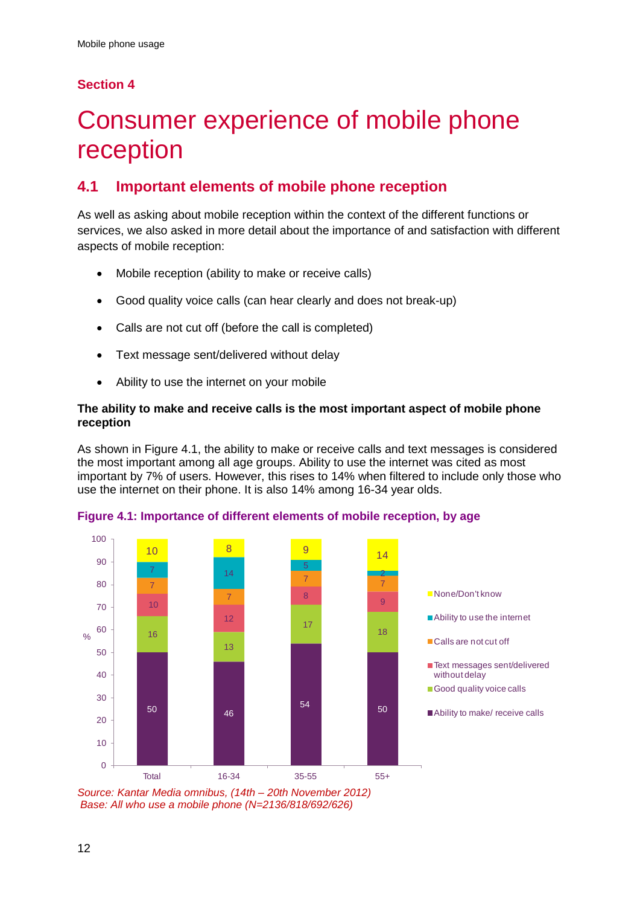## Section 4

# Consumer experience of mobile phone reception

## 4.1 Important elements of mobile phone reception

As well as asking about mobile reception within the context of the different functions or services, we also asked in more detail about the importance of and satisfaction with different aspects of mobile reception:

- Mobile reception (ability to make or receive calls)
- Good quality voice calls (can hear clearly and does not break-up)
- Calls are not cut off (before the call is completed)
- Text message sent/delivered without delay
- Ability to use the internet on your mobile

**The ability to make and receive calls is the most important aspect of mobile phone reception**

As shown in Figure 4.1, the ability to make or receive calls and text messages is considered the most important among all age groups. Ability to use the internet was cited as most important by 7% of users. However, this rises to 14% when filtered to include only those who use the internet on their phone. It is also 14% among 16-34 year olds.

**Figure 4.1: Importance of different elements of mobile reception, by age**

| % | Total | 16-34 | 35-55 | 55+ |
|---|---|---|---|---|
| None/Don't know | 10 | 8 | 9 | 14 |
| Ability to use the internet | 7 | 14 | 5 | 2 |
| Calls are not cut off | 7 | 7 | 7 | 7 |
| Text messages sent/delivered without delay | 10 | 12 | 8 | 9 |
| Good quality voice calls | 16 | 13 | 17 | 18 |
| Ability to make/ receive calls | 50 | 46 | 54 | 50 |

*Source: Kantar Media omnibus, (14th – 20th November 2012)*
*Base: All who use a mobile phone (N=2136/818/692/626)*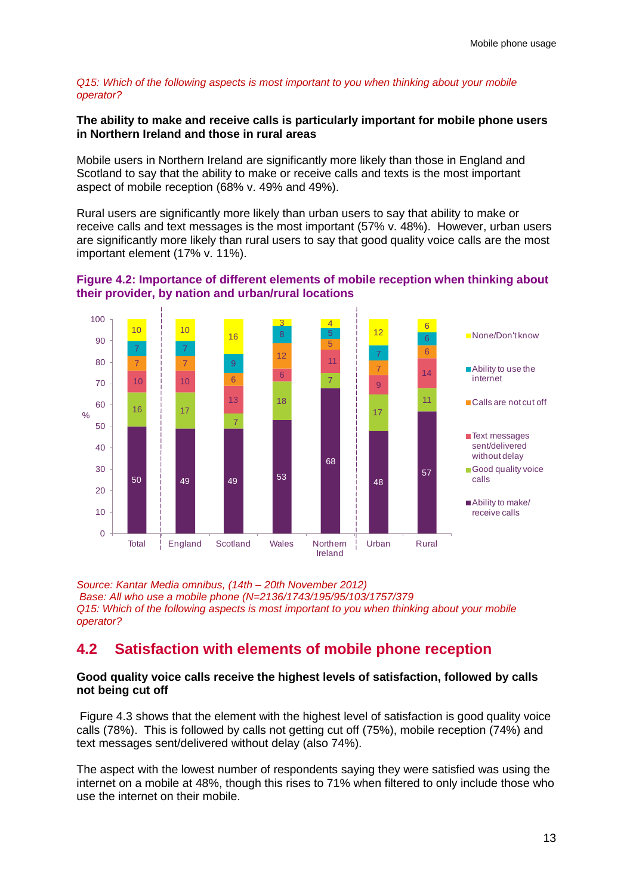*Q15: Which of the following aspects is most important to you when thinking about your mobile operator?*

**The ability to make and receive calls is particularly important for mobile phone users in Northern Ireland and those in rural areas**

Mobile users in Northern Ireland are significantly more likely than those in England and Scotland to say that the ability to make or receive calls and texts is the most important aspect of mobile reception (68% v. 49% and 49%).

Rural users are significantly more likely than urban users to say that ability to make or receive calls and text messages is the most important (57% v. 48%). However, urban users are significantly more likely than rural users to say that good quality voice calls are the most important element (17% v. 11%).

**Figure 4.2: Importance of different elements of mobile reception when thinking about their provider, by nation and urban/rural locations**

| % | Total | England | Scotland | Wales | Northern Ireland | Urban | Rural |
|---|---|---|---|---|---|---|---|
| None/Don't know | 10 | 10 | 16 | 3 | 4 | 12 | 6 |
| Ability to use the internet | 7 | 7 | 9 | 8 | 5 | 7 | 6 |
| Calls are not cut off | 7 | 7 | 6 | 12 | 5 | 7 | 6 |
| Text messages sent/delivered without delay | 10 | 10 | 13 | 6 | 11 | 9 | 14 |
| Good quality voice calls | 16 | 17 | 7 | 18 | 7 | 17 | 11 |
| Ability to make/ receive calls | 50 | 49 | 49 | 53 | 68 | 48 | 57 |

*Source: Kantar Media omnibus, (14th – 20th November 2012)*
*Base: All who use a mobile phone (N=2136/1743/195/95/103/1757/379*
*Q15: Which of the following aspects is most important to you when thinking about your mobile operator?*

## 4.2 Satisfaction with elements of mobile phone reception

**Good quality voice calls receive the highest levels of satisfaction, followed by calls not being cut off**

Figure 4.3 shows that the element with the highest level of satisfaction is good quality voice calls (78%). This is followed by calls not getting cut off (75%), mobile reception (74%) and text messages sent/delivered without delay (also 74%).

The aspect with the lowest number of respondents saying they were satisfied was using the internet on a mobile at 48%, though this rises to 71% when filtered to only include those who use the internet on their mobile.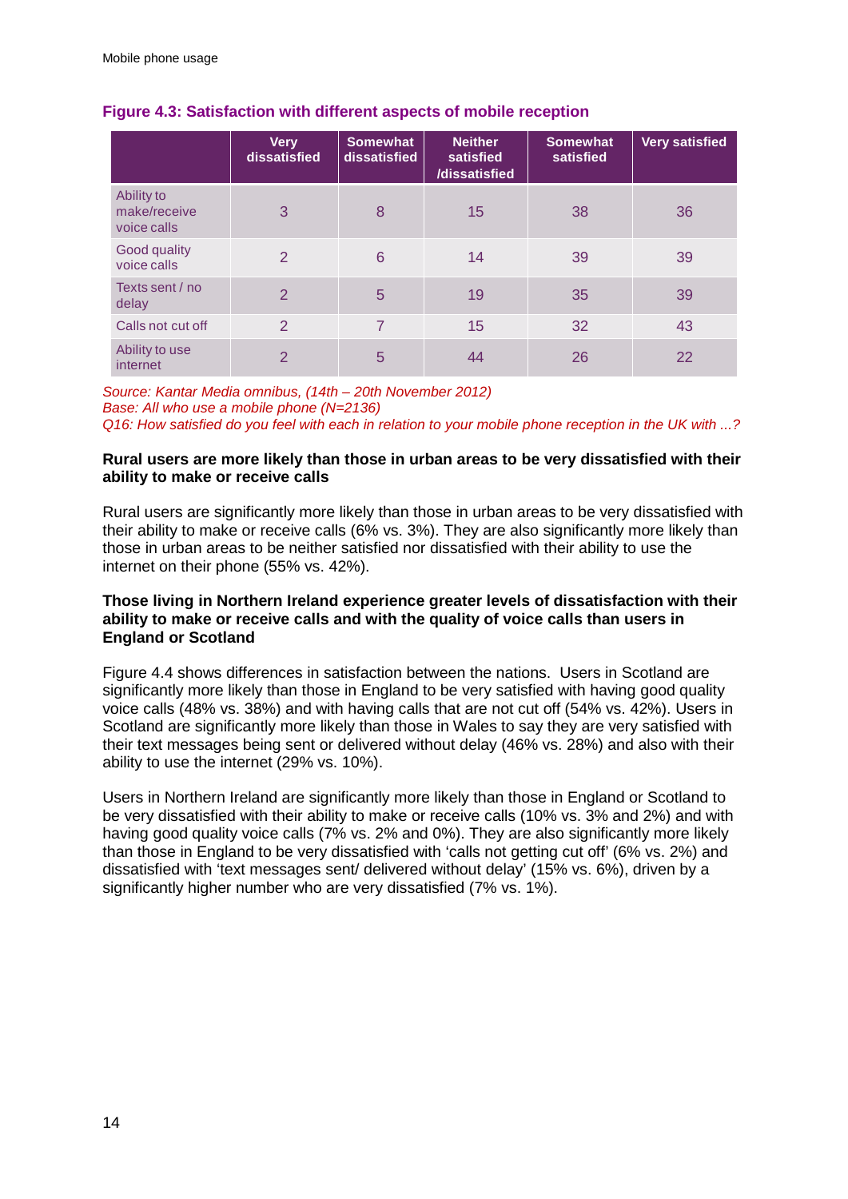**Figure 4.3: Satisfaction with different aspects of mobile reception**

| | Very dissatisfied | Somewhat dissatisfied | Neither satisfied /dissatisfied | Somewhat satisfied | Very satisfied |
|---|---|---|---|---|---|
| Ability to make/receive voice calls | 3 | 8 | 15 | 38 | 36 |
| Good quality voice calls | 2 | 6 | 14 | 39 | 39 |
| Texts sent / no delay | 2 | 5 | 19 | 35 | 39 |
| Calls not cut off | 2 | 7 | 15 | 32 | 43 |
| Ability to use internet | 2 | 5 | 44 | 26 | 22 |

*Source: Kantar Media omnibus, (14th – 20th November 2012)*
*Base: All who use a mobile phone (N=2136)*
*Q16: How satisfied do you feel with each in relation to your mobile phone reception in the UK with ...?*

**Rural users are more likely than those in urban areas to be very dissatisfied with their ability to make or receive calls**

Rural users are significantly more likely than those in urban areas to be very dissatisfied with their ability to make or receive calls (6% vs. 3%). They are also significantly more likely than those in urban areas to be neither satisfied nor dissatisfied with their ability to use the internet on their phone (55% vs. 42%).

**Those living in Northern Ireland experience greater levels of dissatisfaction with their ability to make or receive calls and with the quality of voice calls than users in England or Scotland**

Figure 4.4 shows differences in satisfaction between the nations. Users in Scotland are significantly more likely than those in England to be very satisfied with having good quality voice calls (48% vs. 38%) and with having calls that are not cut off (54% vs. 42%). Users in Scotland are significantly more likely than those in Wales to say they are very satisfied with their text messages being sent or delivered without delay (46% vs. 28%) and also with their ability to use the internet (29% vs. 10%).

Users in Northern Ireland are significantly more likely than those in England or Scotland to be very dissatisfied with their ability to make or receive calls (10% vs. 3% and 2%) and with having good quality voice calls (7% vs. 2% and 0%). They are also significantly more likely than those in England to be very dissatisfied with 'calls not getting cut off' (6% vs. 2%) and dissatisfied with 'text messages sent/ delivered without delay' (15% vs. 6%), driven by a significantly higher number who are very dissatisfied (7% vs. 1%).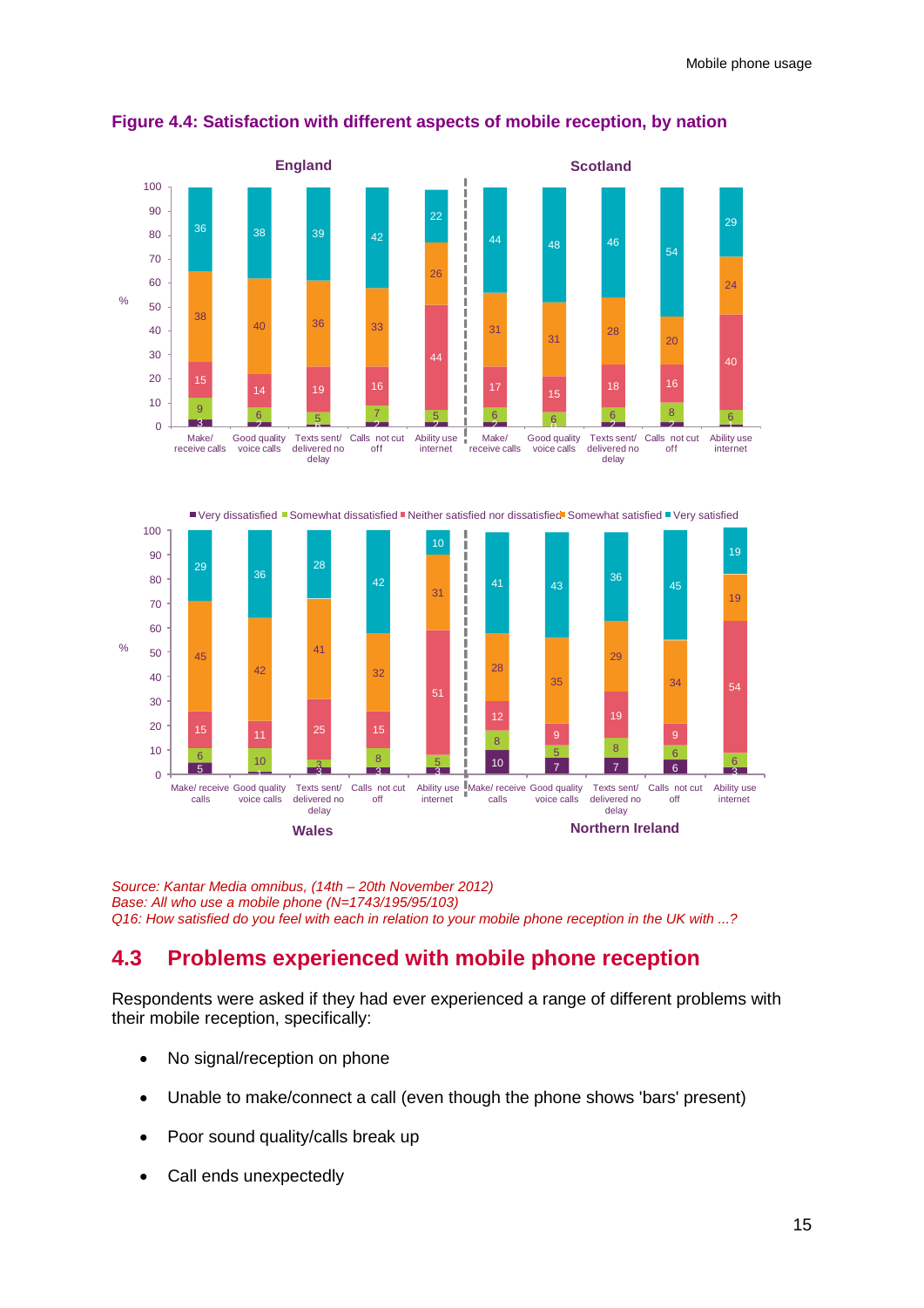**Figure 4.4: Satisfaction with different aspects of mobile reception, by nation**

| Nation | Aspect | Very dissatisfied | Somewhat dissatisfied | Neither satisfied nor dissatisfied | Somewhat satisfied | Very satisfied |
|---|---|---|---|---|---|---|
| England | Make/ receive calls | 3 | 9 | 15 | 38 | 36 |
| England | Good quality voice calls | 2 | 6 | 14 | 40 | 38 |
| England | Texts sent/ delivered no delay | 1 | 5 | 19 | 36 | 39 |
| England | Calls not cut off | 2 | 7 | 16 | 33 | 42 |
| England | Ability use internet | 2 | 5 | 44 | 26 | 22 |
| Scotland | Make/ receive calls | 2 | 6 | 17 | 31 | 44 |
| Scotland | Good quality voice calls | 0 | 6 | 15 | 31 | 48 |
| Scotland | Texts sent/ delivered no delay | 2 | 6 | 18 | 28 | 46 |
| Scotland | Calls not cut off | 2 | 8 | 16 | 20 | 54 |
| Scotland | Ability use internet | 1 | 6 | 40 | 24 | 29 |
| Wales | Make/ receive calls | 5 | 6 | 15 | 45 | 29 |
| Wales | Good quality voice calls | 1 | 10 | 11 | 42 | 36 |
| Wales | Texts sent/ delivered no delay | 3 | 3 | 25 | 41 | 28 |
| Wales | Calls not cut off | 3 | 8 | 15 | 32 | 42 |
| Wales | Ability use internet | 3 | 5 | 51 | 31 | 10 |
| Northern Ireland | Make/ receive calls | 10 | 8 | 12 | 28 | 41 |
| Northern Ireland | Good quality voice calls | 7 | 5 | 9 | 35 | 43 |
| Northern Ireland | Texts sent/ delivered no delay | 7 | 8 | 19 | 29 | 36 |
| Northern Ireland | Calls not cut off | 6 | 6 | 9 | 34 | 45 |
| Northern Ireland | Ability use internet | 3 | 6 | 54 | 19 | 19 |

*Source: Kantar Media omnibus, (14th – 20th November 2012)*
*Base: All who use a mobile phone (N=1743/195/95/103)*
*Q16: How satisfied do you feel with each in relation to your mobile phone reception in the UK with ...?*

## 4.3 Problems experienced with mobile phone reception

Respondents were asked if they had ever experienced a range of different problems with their mobile reception, specifically:

- No signal/reception on phone
- Unable to make/connect a call (even though the phone shows 'bars' present)
- Poor sound quality/calls break up
- Call ends unexpectedly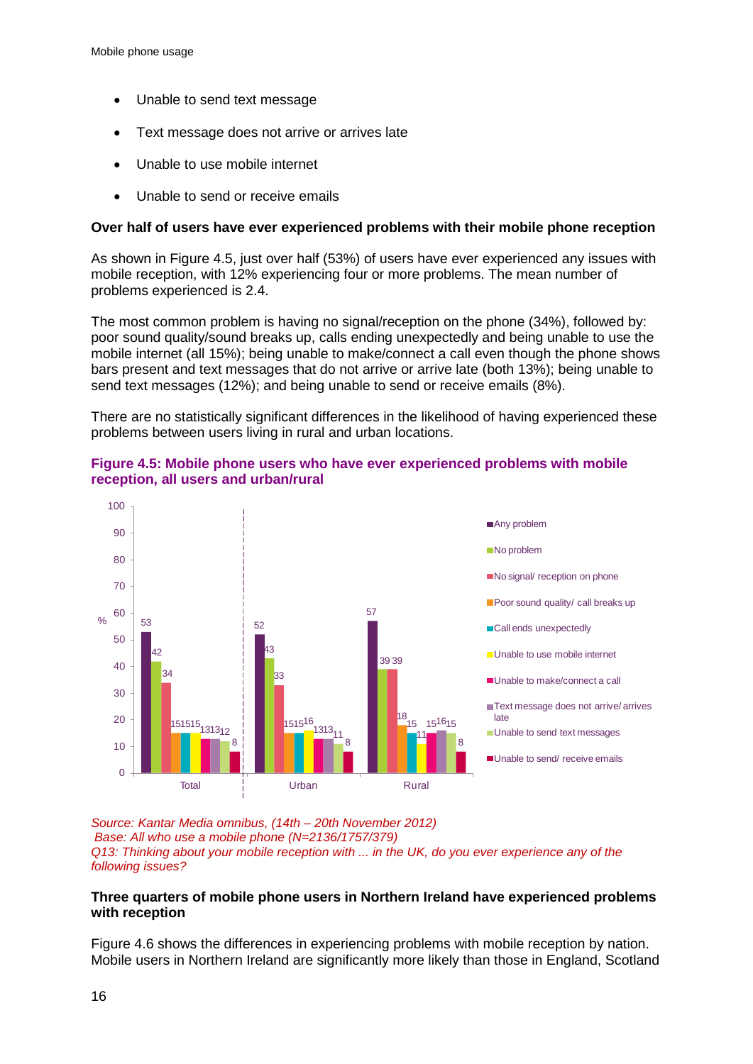- Unable to send text message
- Text message does not arrive or arrives late
- Unable to use mobile internet
- Unable to send or receive emails

**Over half of users have ever experienced problems with their mobile phone reception**

As shown in Figure 4.5, just over half (53%) of users have ever experienced any issues with mobile reception, with 12% experiencing four or more problems. The mean number of problems experienced is 2.4.

The most common problem is having no signal/reception on the phone (34%), followed by: poor sound quality/sound breaks up, calls ending unexpectedly and being unable to use the mobile internet (all 15%); being unable to make/connect a call even though the phone shows bars present and text messages that do not arrive or arrive late (both 13%); being unable to send text messages (12%); and being unable to send or receive emails (8%).

There are no statistically significant differences in the likelihood of having experienced these problems between users living in rural and urban locations.

**Figure 4.5: Mobile phone users who have ever experienced problems with mobile reception, all users and urban/rural**

| % | Total | Urban | Rural |
|---|---|---|---|
| Any problem | 53 | 52 | 57 |
| No problem | 42 | 43 | 39 |
| No signal/ reception on phone | 34 | 33 | 39 |
| Poor sound quality/ call breaks up | 15 | 15 | 18 |
| Call ends unexpectedly | 15 | 15 | 15 |
| Unable to use mobile internet | 15 | 16 | 11 |
| Unable to make/connect a call | 13 | 13 | 15 |
| Text message does not arrive/ arrives late | 13 | 13 | 16 |
| Unable to send text messages | 12 | 11 | 15 |
| Unable to send/ receive emails | 8 | 8 | 8 |

*Source: Kantar Media omnibus, (14th – 20th November 2012)*
*Base: All who use a mobile phone (N=2136/1757/379)*
*Q13: Thinking about your mobile reception with ... in the UK, do you ever experience any of the following issues?*

**Three quarters of mobile phone users in Northern Ireland have experienced problems with reception**

Figure 4.6 shows the differences in experiencing problems with mobile reception by nation. Mobile users in Northern Ireland are significantly more likely than those in England, Scotland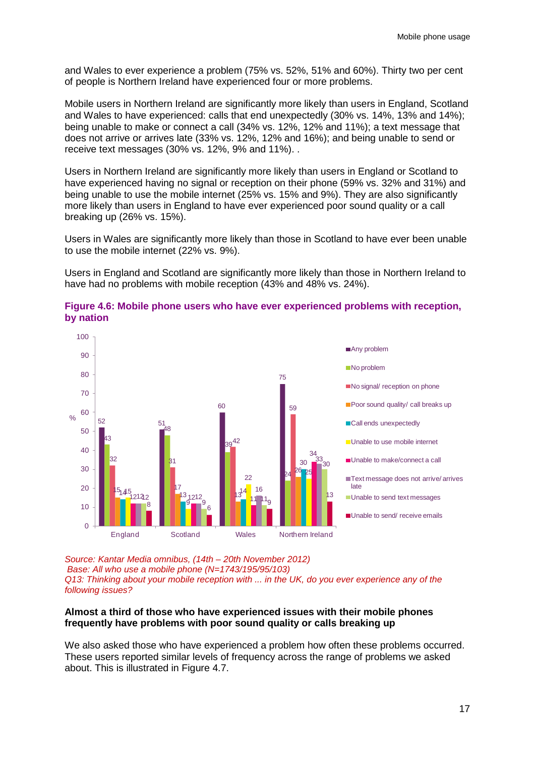and Wales to ever experience a problem (75% vs. 52%, 51% and 60%). Thirty two per cent of people is Northern Ireland have experienced four or more problems.

Mobile users in Northern Ireland are significantly more likely than users in England, Scotland and Wales to have experienced: calls that end unexpectedly (30% vs. 14%, 13% and 14%); being unable to make or connect a call (34% vs. 12%, 12% and 11%); a text message that does not arrive or arrives late (33% vs. 12%, 12% and 16%); and being unable to send or receive text messages (30% vs. 12%, 9% and 11%). .

Users in Northern Ireland are significantly more likely than users in England or Scotland to have experienced having no signal or reception on their phone (59% vs. 32% and 31%) and being unable to use the mobile internet (25% vs. 15% and 9%). They are also significantly more likely than users in England to have ever experienced poor sound quality or a call breaking up (26% vs. 15%).

Users in Wales are significantly more likely than those in Scotland to have ever been unable to use the mobile internet (22% vs. 9%).

Users in England and Scotland are significantly more likely than those in Northern Ireland to have had no problems with mobile reception (43% and 48% vs. 24%).

**Figure 4.6: Mobile phone users who have ever experienced problems with reception, by nation**

| % | England | Scotland | Wales | Northern Ireland |
|---|---|---|---|---|
| Any problem | 52 | 51 | 60 | 75 |
| No problem | 43 | 48 | 39 | 24 |
| No signal/ reception on phone | 32 | 31 | 42 | 59 |
| Poor sound quality/ call breaks up | 15 | 17 | 13 | 26 |
| Call ends unexpectedly | 14 | 13 | 14 | 30 |
| Unable to use mobile internet | 15 | 9 | 22 | 25 |
| Unable to make/connect a call | 12 | 12 | 11 | 34 |
| Text message does not arrive/ arrives late | 12 | 12 | 16 | 33 |
| Unable to send text messages | 12 | 9 | 11 | 30 |
| Unable to send/ receive emails | 8 | 6 | 9 | 13 |

*Source: Kantar Media omnibus, (14th – 20th November 2012)*
*Base: All who use a mobile phone (N=1743/195/95/103)*
*Q13: Thinking about your mobile reception with ... in the UK, do you ever experience any of the following issues?*

**Almost a third of those who have experienced issues with their mobile phones frequently have problems with poor sound quality or calls breaking up**

We also asked those who have experienced a problem how often these problems occurred. These users reported similar levels of frequency across the range of problems we asked about. This is illustrated in Figure 4.7.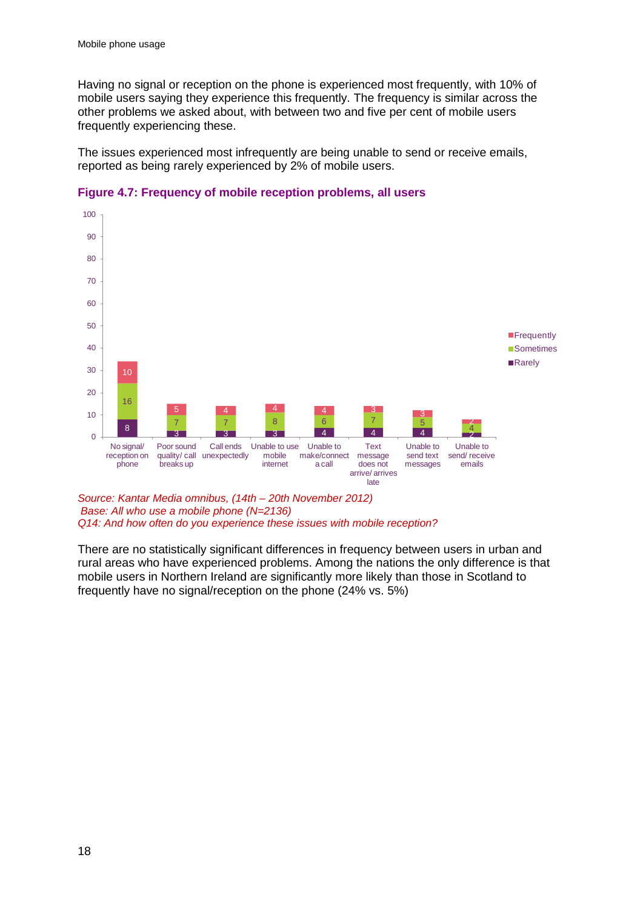Having no signal or reception on the phone is experienced most frequently, with 10% of mobile users saying they experience this frequently. The frequency is similar across the other problems we asked about, with between two and five per cent of mobile users frequently experiencing these.

The issues experienced most infrequently are being unable to send or receive emails, reported as being rarely experienced by 2% of mobile users.

**Figure 4.7: Frequency of mobile reception problems, all users**

| | Frequently | Sometimes | Rarely |
|---|---|---|---|
| No signal/ reception on phone | 10 | 16 | 8 |
| Poor sound quality/ call breaks up | 5 | 7 | 3 |
| Call ends unexpectedly | 4 | 7 | 3 |
| Unable to use mobile internet | 4 | 8 | 3 |
| Unable to make/connect a call | 4 | 6 | 4 |
| Text message does not arrive/ arrives late | 3 | 7 | 4 |
| Unable to send text messages | 3 | 5 | 4 |
| Unable to send/ receive emails | 2 | 4 | 2 |

*Source: Kantar Media omnibus, (14th – 20th November 2012)*
*Base: All who use a mobile phone (N=2136)*
*Q14: And how often do you experience these issues with mobile reception?*

There are no statistically significant differences in frequency between users in urban and rural areas who have experienced problems. Among the nations the only difference is that mobile users in Northern Ireland are significantly more likely than those in Scotland to frequently have no signal/reception on the phone (24% vs. 5%)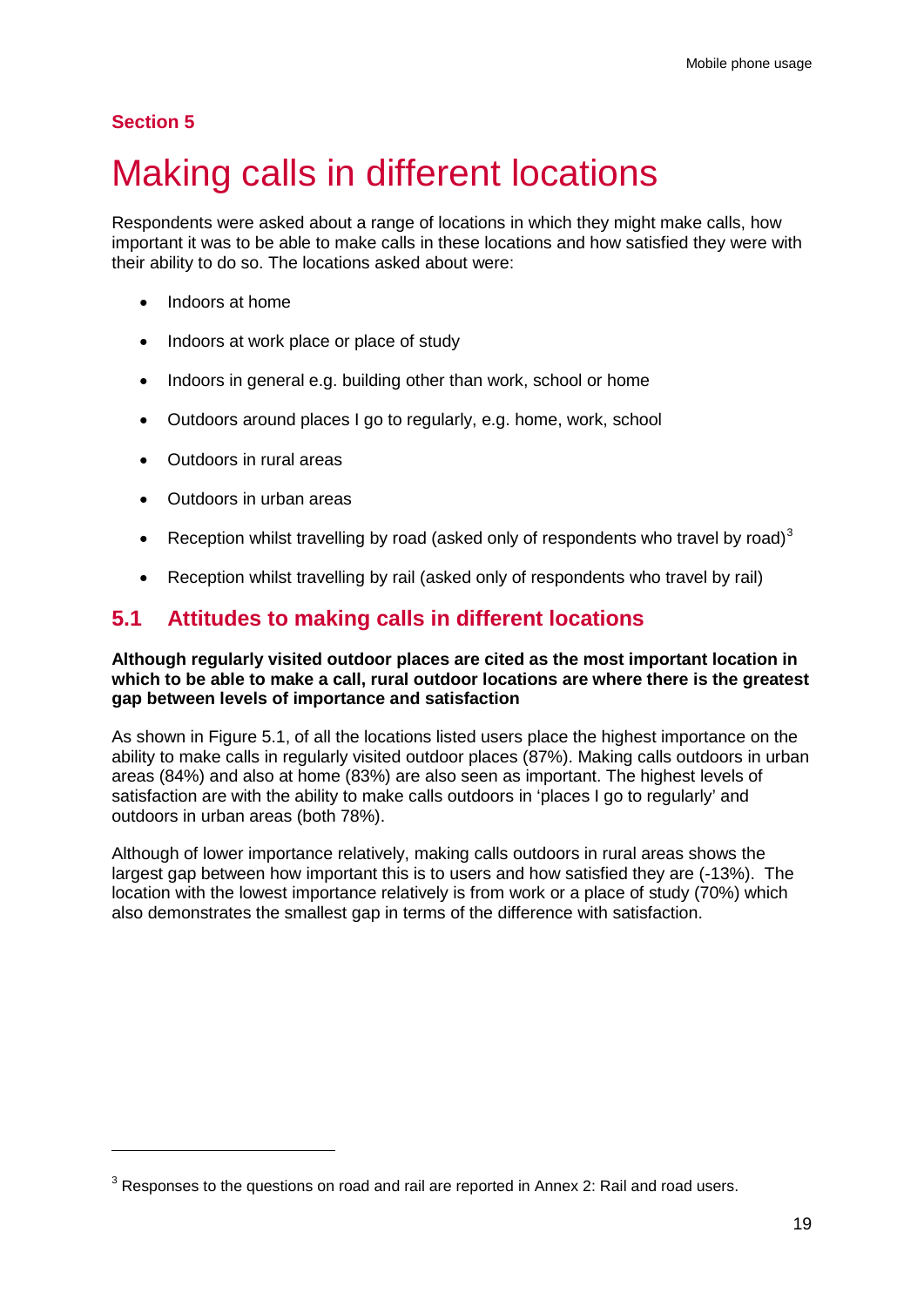## Section 5

# Making calls in different locations

Respondents were asked about a range of locations in which they might make calls, how important it was to be able to make calls in these locations and how satisfied they were with their ability to do so. The locations asked about were:

- Indoors at home
- Indoors at work place or place of study
- Indoors in general e.g. building other than work, school or home
- Outdoors around places I go to regularly, e.g. home, work, school
- Outdoors in rural areas
- Outdoors in urban areas
- Reception whilst travelling by road (asked only of respondents who travel by road)[3]
- Reception whilst travelling by rail (asked only of respondents who travel by rail)

## 5.1 Attitudes to making calls in different locations

**Although regularly visited outdoor places are cited as the most important location in which to be able to make a call, rural outdoor locations are where there is the greatest gap between levels of importance and satisfaction**

As shown in Figure 5.1, of all the locations listed users place the highest importance on the ability to make calls in regularly visited outdoor places (87%). Making calls outdoors in urban areas (84%) and also at home (83%) are also seen as important. The highest levels of satisfaction are with the ability to make calls outdoors in 'places I go to regularly' and outdoors in urban areas (both 78%).

Although of lower importance relatively, making calls outdoors in rural areas shows the largest gap between how important this is to users and how satisfied they are (-13%). The location with the lowest importance relatively is from work or a place of study (70%) which also demonstrates the smallest gap in terms of the difference with satisfaction.

---

[3] Responses to the questions on road and rail are reported in Annex 2: Rail and road users.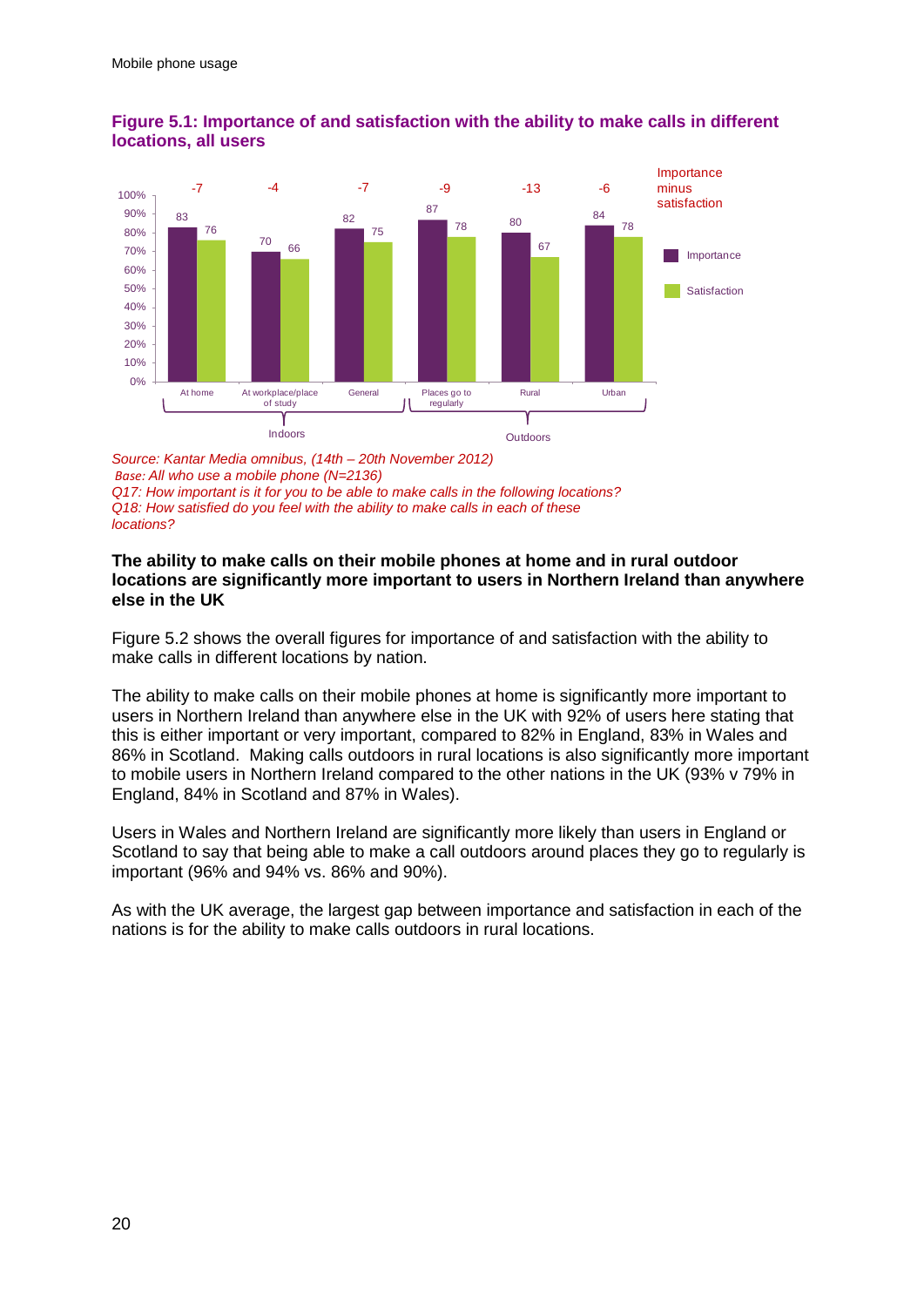**Figure 5.1: Importance of and satisfaction with the ability to make calls in different locations, all users**

| | At home | At workplace/place of study | General | Places go to regularly | Rural | Urban |
|---|---|---|---|---|---|---|
| | Indoors | | | Outdoors | | |
| Importance | 83 | 70 | 82 | 87 | 80 | 84 |
| Satisfaction | 76 | 66 | 75 | 78 | 67 | 78 |
| Importance minus satisfaction | -7 | -4 | -7 | -9 | -13 | -6 |

*Source: Kantar Media omnibus, (14th – 20th November 2012)*
*Base: All who use a mobile phone (N=2136)*
*Q17: How important is it for you to be able to make calls in the following locations?*
*Q18: How satisfied do you feel with the ability to make calls in each of these locations?*

**The ability to make calls on their mobile phones at home and in rural outdoor locations are significantly more important to users in Northern Ireland than anywhere else in the UK**

Figure 5.2 shows the overall figures for importance of and satisfaction with the ability to make calls in different locations by nation.

The ability to make calls on their mobile phones at home is significantly more important to users in Northern Ireland than anywhere else in the UK with 92% of users here stating that this is either important or very important, compared to 82% in England, 83% in Wales and 86% in Scotland. Making calls outdoors in rural locations is also significantly more important to mobile users in Northern Ireland compared to the other nations in the UK (93% v 79% in England, 84% in Scotland and 87% in Wales).

Users in Wales and Northern Ireland are significantly more likely than users in England or Scotland to say that being able to make a call outdoors around places they go to regularly is important (96% and 94% vs. 86% and 90%).

As with the UK average, the largest gap between importance and satisfaction in each of the nations is for the ability to make calls outdoors in rural locations.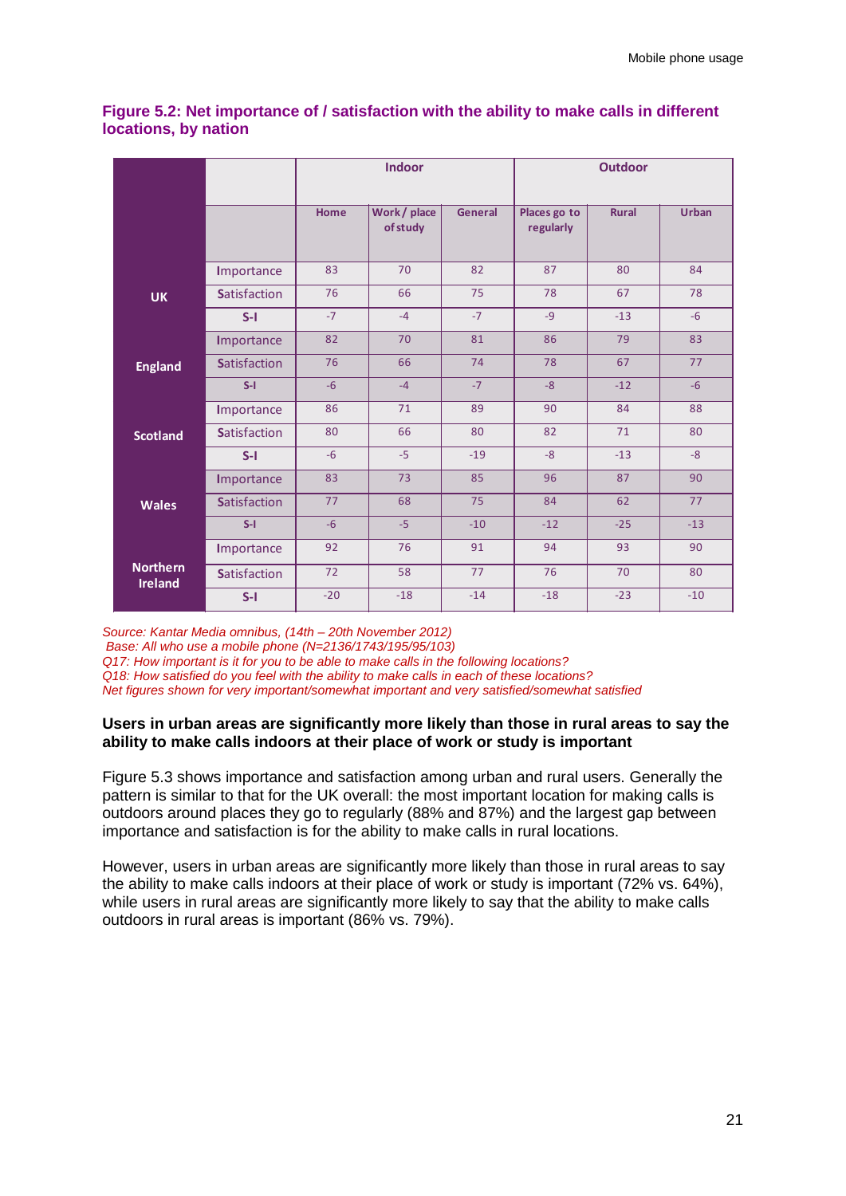**Figure 5.2: Net importance of / satisfaction with the ability to make calls in different locations, by nation**

| | | Indoor | | | Outdoor | | |
|---|---|---|---|---|---|---|---|
| | | Home | Work / place of study | General | Places go to regularly | Rural | Urban |
| UK | Importance | 83 | 70 | 82 | 87 | 80 | 84 |
| | Satisfaction | 76 | 66 | 75 | 78 | 67 | 78 |
| | S-I | -7 | -4 | -7 | -9 | -13 | -6 |
| England | Importance | 82 | 70 | 81 | 86 | 79 | 83 |
| | Satisfaction | 76 | 66 | 74 | 78 | 67 | 77 |
| | S-I | -6 | -4 | -7 | -8 | -12 | -6 |
| Scotland | Importance | 86 | 71 | 89 | 90 | 84 | 88 |
| | Satisfaction | 80 | 66 | 80 | 82 | 71 | 80 |
| | S-I | -6 | -5 | -19 | -8 | -13 | -8 |
| Wales | Importance | 83 | 73 | 85 | 96 | 87 | 90 |
| | Satisfaction | 77 | 68 | 75 | 84 | 62 | 77 |
| | S-I | -6 | -5 | -10 | -12 | -25 | -13 |
| Northern Ireland | Importance | 92 | 76 | 91 | 94 | 93 | 90 |
| | Satisfaction | 72 | 58 | 77 | 76 | 70 | 80 |
| | S-I | -20 | -18 | -14 | -18 | -23 | -10 |

*Source: Kantar Media omnibus, (14th – 20th November 2012)*
*Base: All who use a mobile phone (N=2136/1743/195/95/103)*
*Q17: How important is it for you to be able to make calls in the following locations?*
*Q18: How satisfied do you feel with the ability to make calls in each of these locations?*
*Net figures shown for very important/somewhat important and very satisfied/somewhat satisfied*

**Users in urban areas are significantly more likely than those in rural areas to say the ability to make calls indoors at their place of work or study is important**

Figure 5.3 shows importance and satisfaction among urban and rural users. Generally the pattern is similar to that for the UK overall: the most important location for making calls is outdoors around places they go to regularly (88% and 87%) and the largest gap between importance and satisfaction is for the ability to make calls in rural locations.

However, users in urban areas are significantly more likely than those in rural areas to say the ability to make calls indoors at their place of work or study is important (72% vs. 64%), while users in rural areas are significantly more likely to say that the ability to make calls outdoors in rural areas is important (86% vs. 79%).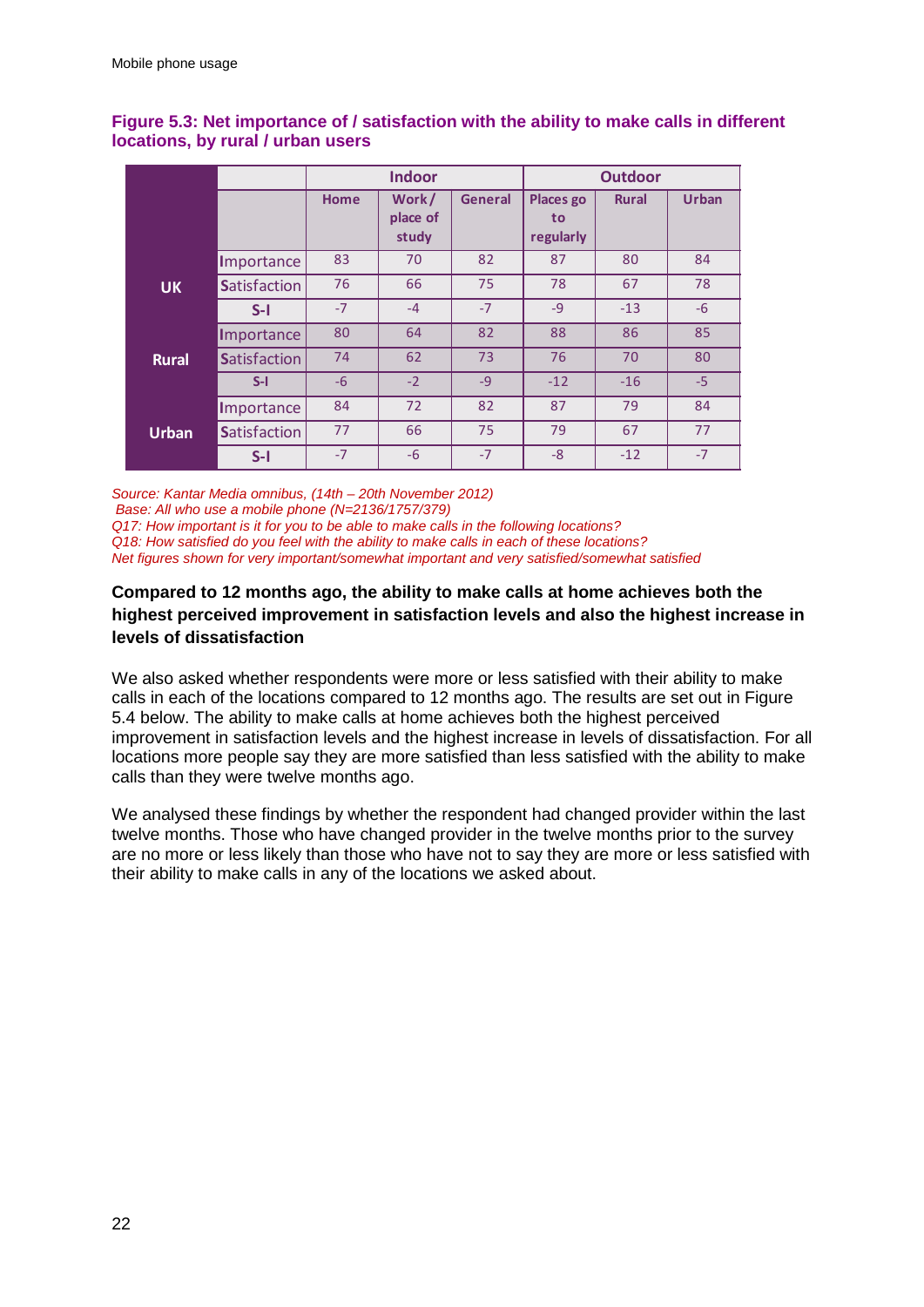**Figure 5.3: Net importance of / satisfaction with the ability to make calls in different locations, by rural / urban users**

| | | Indoor | | | Outdoor | | |
|---|---|---|---|---|---|---|---|
| | | Home | Work / place of study | General | Places go to regularly | Rural | Urban |
| UK | Importance | 83 | 70 | 82 | 87 | 80 | 84 |
| | Satisfaction | 76 | 66 | 75 | 78 | 67 | 78 |
| | S-I | -7 | -4 | -7 | -9 | -13 | -6 |
| Rural | Importance | 80 | 64 | 82 | 88 | 86 | 85 |
| | Satisfaction | 74 | 62 | 73 | 76 | 70 | 80 |
| | S-I | -6 | -2 | -9 | -12 | -16 | -5 |
| Urban | Importance | 84 | 72 | 82 | 87 | 79 | 84 |
| | Satisfaction | 77 | 66 | 75 | 79 | 67 | 77 |
| | S-I | -7 | -6 | -7 | -8 | -12 | -7 |

*Source: Kantar Media omnibus, (14th – 20th November 2012)*
*Base: All who use a mobile phone (N=2136/1757/379)*
*Q17: How important is it for you to be able to make calls in the following locations?*
*Q18: How satisfied do you feel with the ability to make calls in each of these locations?*
*Net figures shown for very important/somewhat important and very satisfied/somewhat satisfied*

### Compared to 12 months ago, the ability to make calls at home achieves both the highest perceived improvement in satisfaction levels and also the highest increase in levels of dissatisfaction

We also asked whether respondents were more or less satisfied with their ability to make calls in each of the locations compared to 12 months ago. The results are set out in Figure 5.4 below. The ability to make calls at home achieves both the highest perceived improvement in satisfaction levels and the highest increase in levels of dissatisfaction. For all locations more people say they are more satisfied than less satisfied with the ability to make calls than they were twelve months ago.

We analysed these findings by whether the respondent had changed provider within the last twelve months. Those who have changed provider in the twelve months prior to the survey are no more or less likely than those who have not to say they are more or less satisfied with their ability to make calls in any of the locations we asked about.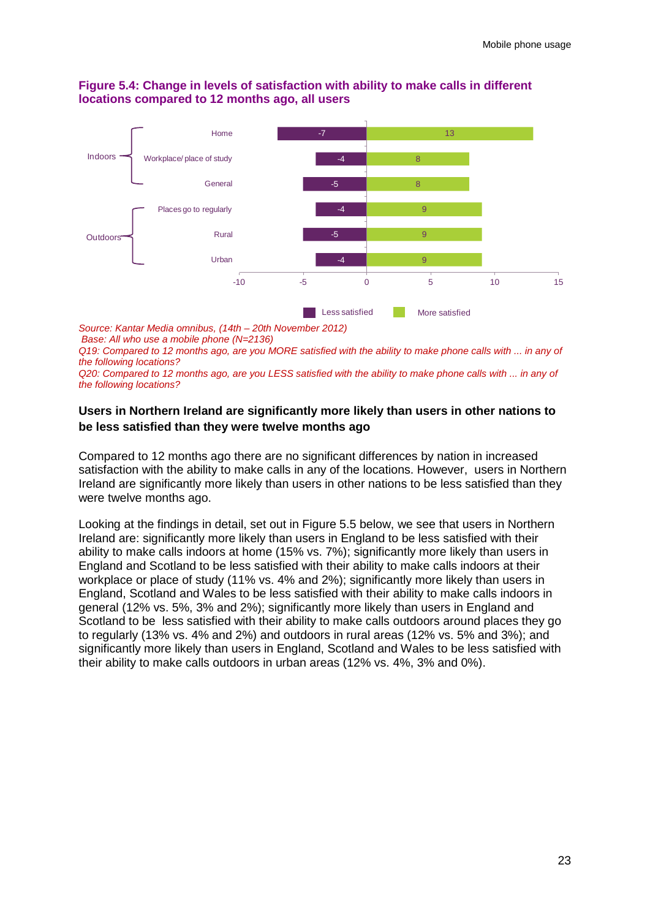**Figure 5.4: Change in levels of satisfaction with ability to make calls in different locations compared to 12 months ago, all users**

| | Location | Less satisfied | More satisfied |
|---|---|---|---|
| Indoors | Home | -7 | 13 |
| | Workplace/ place of study | -4 | 8 |
| | General | -5 | 8 |
| Outdoors | Places go to regularly | -4 | 9 |
| | Rural | -5 | 9 |
| | Urban | -4 | 9 |

*Source: Kantar Media omnibus, (14th – 20th November 2012)*
*Base: All who use a mobile phone (N=2136)*
*Q19: Compared to 12 months ago, are you MORE satisfied with the ability to make phone calls with ... in any of the following locations?*
*Q20: Compared to 12 months ago, are you LESS satisfied with the ability to make phone calls with ... in any of the following locations?*

**Users in Northern Ireland are significantly more likely than users in other nations to be less satisfied than they were twelve months ago**

Compared to 12 months ago there are no significant differences by nation in increased satisfaction with the ability to make calls in any of the locations. However, users in Northern Ireland are significantly more likely than users in other nations to be less satisfied than they were twelve months ago.

Looking at the findings in detail, set out in Figure 5.5 below, we see that users in Northern Ireland are: significantly more likely than users in England to be less satisfied with their ability to make calls indoors at home (15% vs. 7%); significantly more likely than users in England and Scotland to be less satisfied with their ability to make calls indoors at their workplace or place of study (11% vs. 4% and 2%); significantly more likely than users in England, Scotland and Wales to be less satisfied with their ability to make calls indoors in general (12% vs. 5%, 3% and 2%); significantly more likely than users in England and Scotland to be less satisfied with their ability to make calls outdoors around places they go to regularly (13% vs. 4% and 2%) and outdoors in rural areas (12% vs. 5% and 3%); and significantly more likely than users in England, Scotland and Wales to be less satisfied with their ability to make calls outdoors in urban areas (12% vs. 4%, 3% and 0%).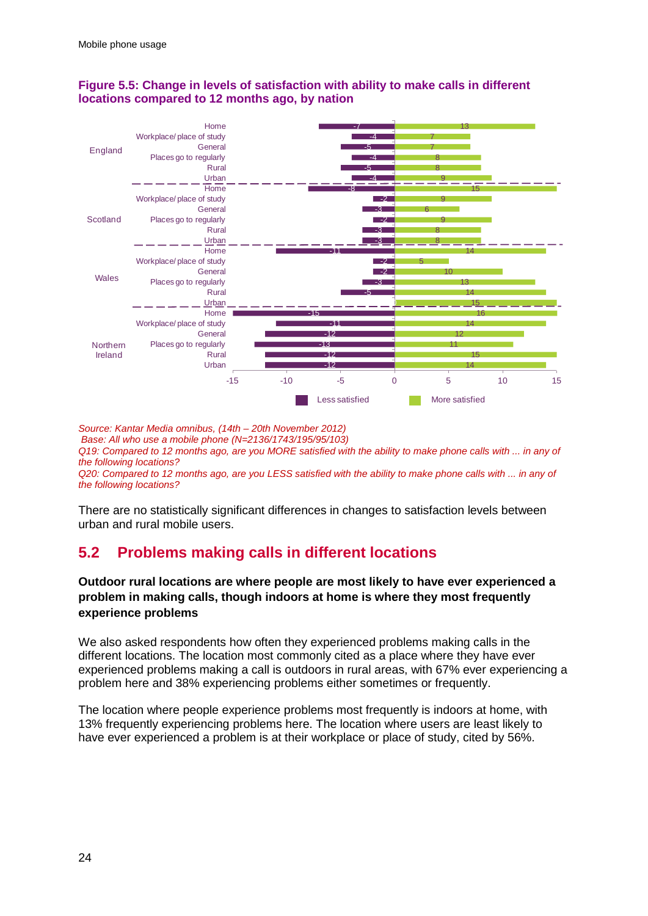**Figure 5.5: Change in levels of satisfaction with ability to make calls in different locations compared to 12 months ago, by nation**

| Nation | Location | Less satisfied | More satisfied |
|---|---|---|---|
| England | Home | -7 | 13 |
| | Workplace/ place of study | -4 | 7 |
| | General | -5 | 7 |
| | Places go to regularly | -4 | 8 |
| | Rural | -5 | 8 |
| | Urban | -4 | 9 |
| Scotland | Home | -8 | 15 |
| | Workplace/ place of study | -2 | 9 |
| | General | -3 | 6 |
| | Places go to regularly | -2 | 9 |
| | Rural | -3 | 8 |
| | Urban | -3 | 8 |
| Wales | Home | -11 | 14 |
| | Workplace/ place of study | -2 | 5 |
| | General | -2 | 10 |
| | Places go to regularly | -3 | 13 |
| | Rural | -5 | 14 |
| | Urban | | 15 |
| Northern Ireland | Home | -15 | 16 |
| | Workplace/ place of study | -11 | 14 |
| | General | -12 | 12 |
| | Places go to regularly | -13 | 11 |
| | Rural | -12 | 15 |
| | Urban | -12 | 14 |

*Source: Kantar Media omnibus, (14th – 20th November 2012)*
*Base: All who use a mobile phone (N=2136/1743/195/95/103)*
*Q19: Compared to 12 months ago, are you MORE satisfied with the ability to make phone calls with ... in any of the following locations?*
*Q20: Compared to 12 months ago, are you LESS satisfied with the ability to make phone calls with ... in any of the following locations?*

There are no statistically significant differences in changes to satisfaction levels between urban and rural mobile users.

## 5.2 Problems making calls in different locations

**Outdoor rural locations are where people are most likely to have ever experienced a problem in making calls, though indoors at home is where they most frequently experience problems**

We also asked respondents how often they experienced problems making calls in the different locations. The location most commonly cited as a place where they have ever experienced problems making a call is outdoors in rural areas, with 67% ever experiencing a problem here and 38% experiencing problems either sometimes or frequently.

The location where people experience problems most frequently is indoors at home, with 13% frequently experiencing problems here. The location where users are least likely to have ever experienced a problem is at their workplace or place of study, cited by 56%.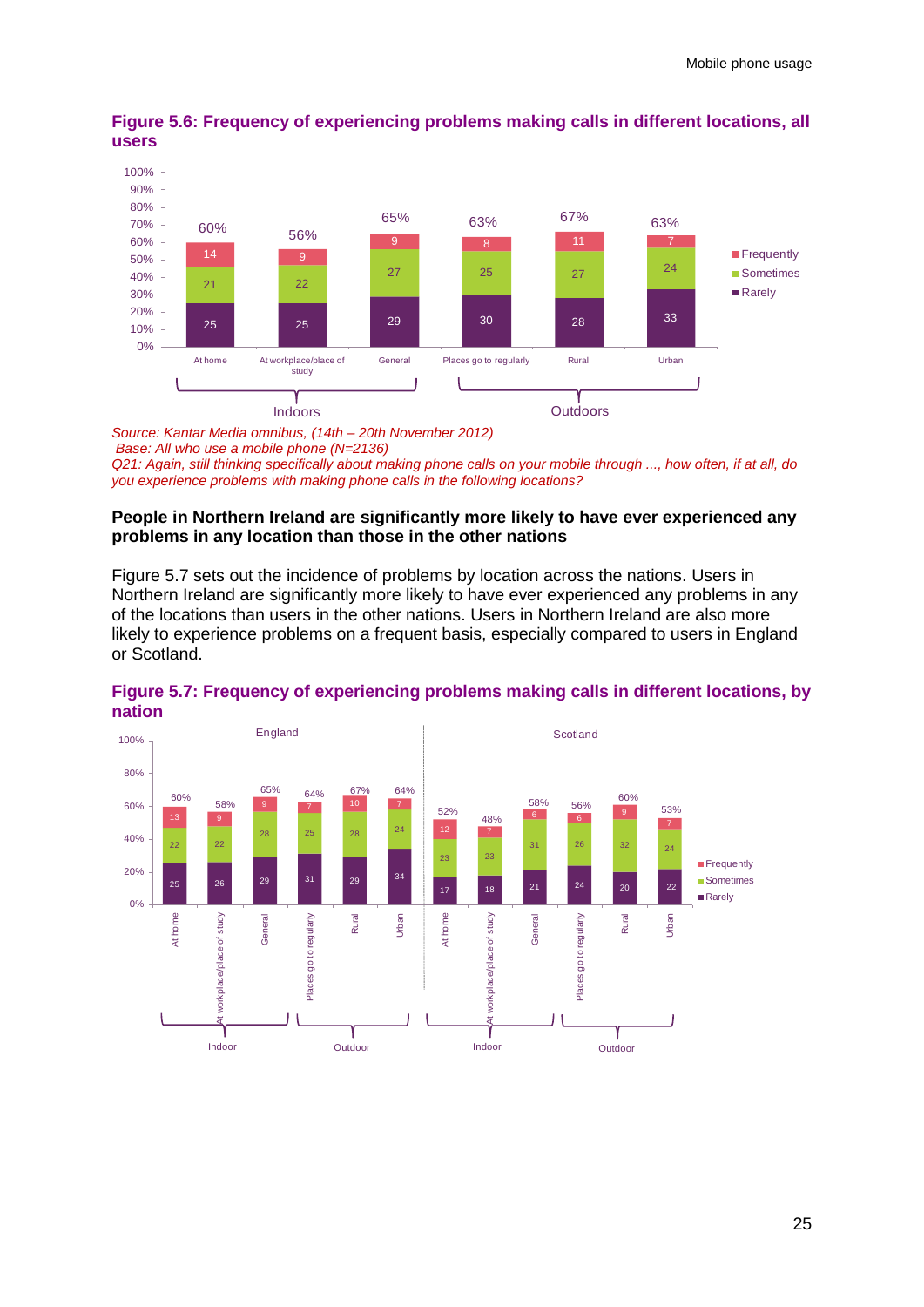**Figure 5.6: Frequency of experiencing problems making calls in different locations, all users**

| | At home | At workplace/place of study | General | Places go to regularly | Rural | Urban |
|---|---|---|---|---|---|---|
| | Indoors | | | Outdoors | | |
| Frequently | 14 | 9 | 9 | 8 | 11 | 7 |
| Sometimes | 21 | 22 | 27 | 25 | 27 | 24 |
| Rarely | 25 | 25 | 29 | 30 | 28 | 33 |
| Total | 60% | 56% | 65% | 63% | 67% | 63% |

*Source: Kantar Media omnibus, (14th – 20th November 2012)*
*Base: All who use a mobile phone (N=2136)*
*Q21: Again, still thinking specifically about making phone calls on your mobile through ..., how often, if at all, do you experience problems with making phone calls in the following locations?*

**People in Northern Ireland are significantly more likely to have ever experienced any problems in any location than those in the other nations**

Figure 5.7 sets out the incidence of problems by location across the nations. Users in Northern Ireland are significantly more likely to have ever experienced any problems in any of the locations than users in the other nations. Users in Northern Ireland are also more likely to experience problems on a frequent basis, especially compared to users in England or Scotland.

**Figure 5.7: Frequency of experiencing problems making calls in different locations, by nation**

| Nation | Location | | Frequently | Sometimes | Rarely | Total |
|---|---|---|---|---|---|---|
| England | Indoor | At home | 13 | 22 | 25 | 60% |
| England | Indoor | At workplace/place of study | 9 | 22 | 26 | 58% |
| England | Outdoor | General | 9 | 28 | 29 | 65% |
| England | Outdoor | Places go to regularly | 7 | 25 | 31 | 64% |
| England | Outdoor | Rural | 10 | 28 | 29 | 67% |
| England | Outdoor | Urban | 7 | 24 | 34 | 64% |
| Scotland | Indoor | At home | 12 | 23 | 17 | 52% |
| Scotland | Indoor | At workplace/place of study | 7 | 23 | 18 | 48% |
| Scotland | Outdoor | General | 6 | 31 | 21 | 58% |
| Scotland | Outdoor | Places go to regularly | 6 | 26 | 24 | 56% |
| Scotland | Outdoor | Rural | 9 | 32 | 20 | 60% |
| Scotland | Outdoor | Urban | 7 | 24 | 22 | 53% |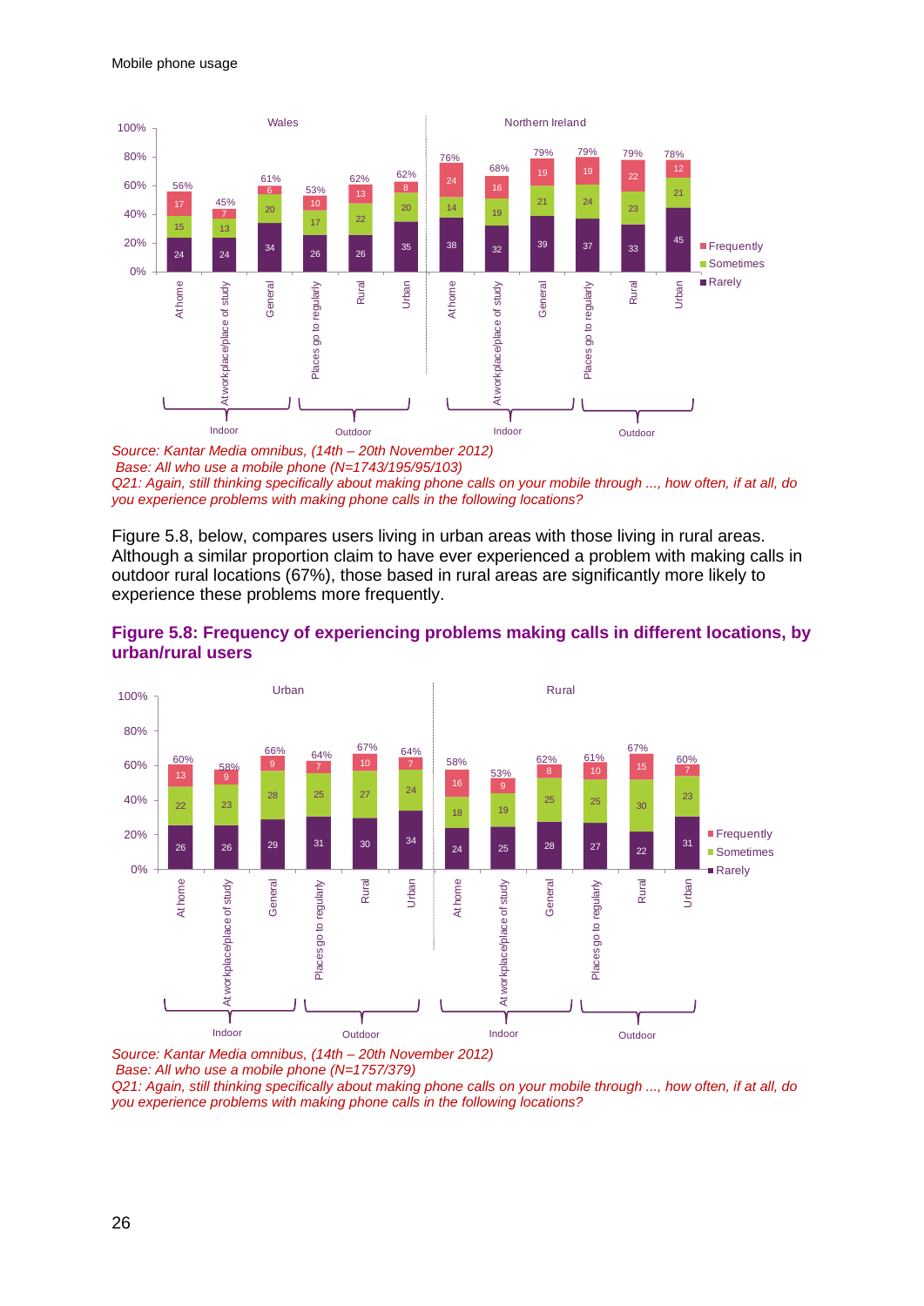Mobile phone usage

| | Wales | | | | | | Northern Ireland | | | | | |
|---|---|---|---|---|---|---|---|---|---|---|---|---|
| | Indoor | | Outdoor | | | | Indoor | | Outdoor | | | |
| | At home | At workplace/place of study | General | Places go to regularly | Rural | Urban | At home | At workplace/place of study | General | Places go to regularly | Rural | Urban |
| Frequently | 17 | 7 | 6 | 10 | 13 | 8 | 24 | 16 | 19 | 19 | 22 | 12 |
| Sometimes | 15 | 13 | 20 | 17 | 22 | 20 | 14 | 19 | 21 | 24 | 23 | 21 |
| Rarely | 24 | 24 | 34 | 26 | 26 | 35 | 38 | 32 | 39 | 37 | 33 | 45 |
| Total | 56% | 45% | 61% | 53% | 62% | 62% | 76% | 68% | 79% | 79% | 79% | 78% |

*Source: Kantar Media omnibus, (14th – 20th November 2012)*
*Base: All who use a mobile phone (N=1743/195/95/103)*
*Q21: Again, still thinking specifically about making phone calls on your mobile through ..., how often, if at all, do you experience problems with making phone calls in the following locations?*

Figure 5.8, below, compares users living in urban areas with those living in rural areas. Although a similar proportion claim to have ever experienced a problem with making calls in outdoor rural locations (67%), those based in rural areas are significantly more likely to experience these problems more frequently.

**Figure 5.8: Frequency of experiencing problems making calls in different locations, by urban/rural users**

| | Urban | | | | | | Rural | | | | | |
|---|---|---|---|---|---|---|---|---|---|---|---|---|
| | Indoor | | Outdoor | | | | Indoor | | Outdoor | | | |
| | At home | At workplace/place of study | General | Places go to regularly | Rural | Urban | At home | At workplace/place of study | General | Places go to regularly | Rural | Urban |
| Frequently | 13 | 9 | 9 | 7 | 10 | 7 | 16 | 9 | 8 | 10 | 15 | 7 |
| Sometimes | 22 | 23 | 28 | 25 | 27 | 24 | 18 | 19 | 25 | 25 | 30 | 23 |
| Rarely | 26 | 26 | 29 | 31 | 30 | 34 | 24 | 25 | 28 | 27 | 22 | 31 |
| Total | 60% | 58% | 66% | 64% | 67% | 64% | 58% | 53% | 62% | 61% | 67% | 60% |

*Source: Kantar Media omnibus, (14th – 20th November 2012)*
*Base: All who use a mobile phone (N=1757/379)*
*Q21: Again, still thinking specifically about making phone calls on your mobile through ..., how often, if at all, do you experience problems with making phone calls in the following locations?*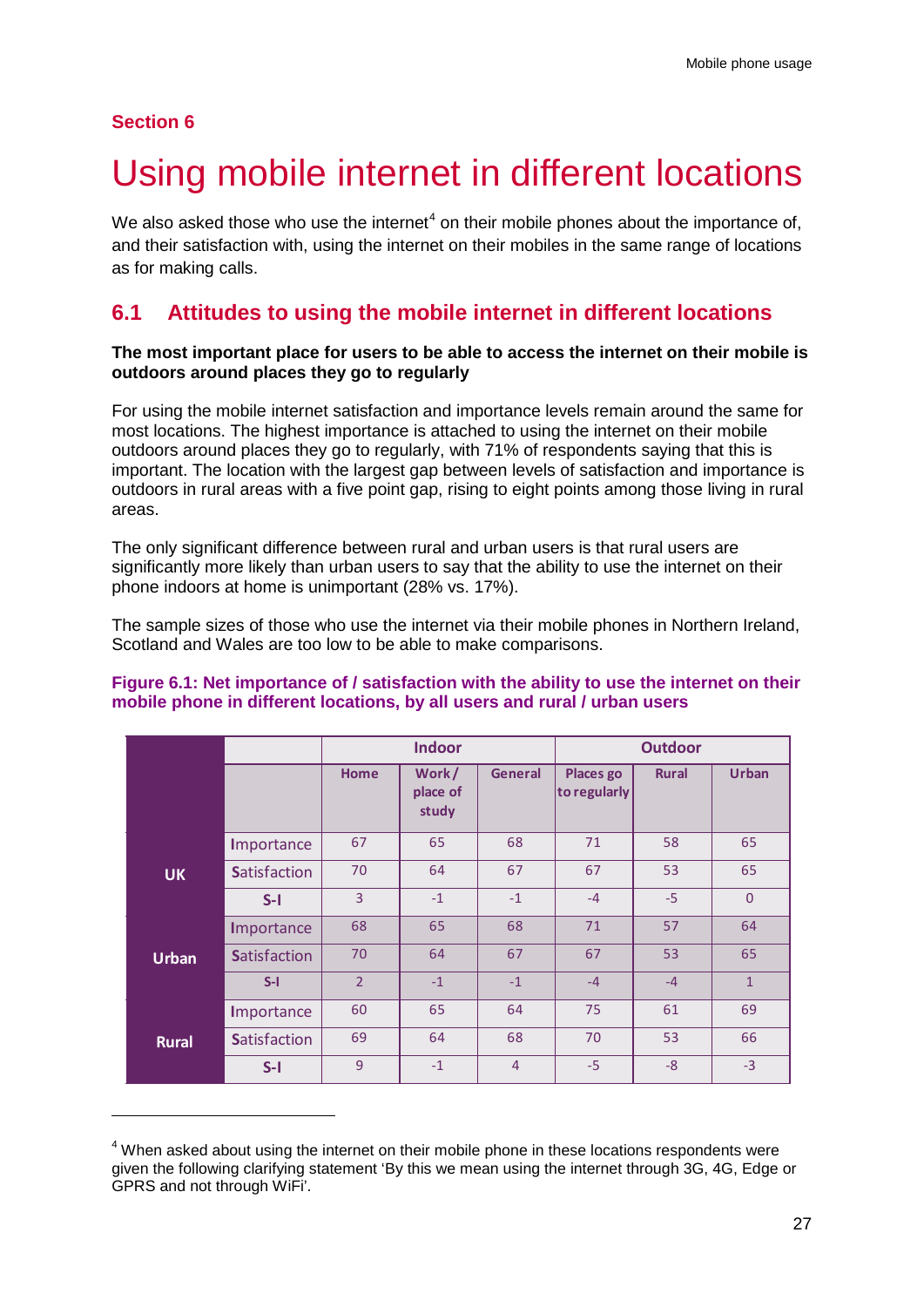## Section 6

# Using mobile internet in different locations

We also asked those who use the internet[4] on their mobile phones about the importance of, and their satisfaction with, using the internet on their mobiles in the same range of locations as for making calls.

## 6.1 Attitudes to using the mobile internet in different locations

**The most important place for users to be able to access the internet on their mobile is outdoors around places they go to regularly**

For using the mobile internet satisfaction and importance levels remain around the same for most locations. The highest importance is attached to using the internet on their mobile outdoors around places they go to regularly, with 71% of respondents saying that this is important. The location with the largest gap between levels of satisfaction and importance is outdoors in rural areas with a five point gap, rising to eight points among those living in rural areas.

The only significant difference between rural and urban users is that rural users are significantly more likely than urban users to say that the ability to use the internet on their phone indoors at home is unimportant (28% vs. 17%).

The sample sizes of those who use the internet via their mobile phones in Northern Ireland, Scotland and Wales are too low to be able to make comparisons.

**Figure 6.1: Net importance of / satisfaction with the ability to use the internet on their mobile phone in different locations, by all users and rural / urban users**

| | | Indoor | | | Outdoor | | |
|---|---|---|---|---|---|---|---|
| | | Home | Work / place of study | General | Places go to regularly | Rural | Urban |
| UK | Importance | 67 | 65 | 68 | 71 | 58 | 65 |
| | Satisfaction | 70 | 64 | 67 | 67 | 53 | 65 |
| | S-I | 3 | -1 | -1 | -4 | -5 | 0 |
| Urban | Importance | 68 | 65 | 68 | 71 | 57 | 64 |
| | Satisfaction | 70 | 64 | 67 | 67 | 53 | 65 |
| | S-I | 2 | -1 | -1 | -4 | -4 | 1 |
| Rural | Importance | 60 | 65 | 64 | 75 | 61 | 69 |
| | Satisfaction | 69 | 64 | 68 | 70 | 53 | 66 |
| | S-I | 9 | -1 | 4 | -5 | -8 | -3 |

[4] When asked about using the internet on their mobile phone in these locations respondents were given the following clarifying statement 'By this we mean using the internet through 3G, 4G, Edge or GPRS and not through WiFi'.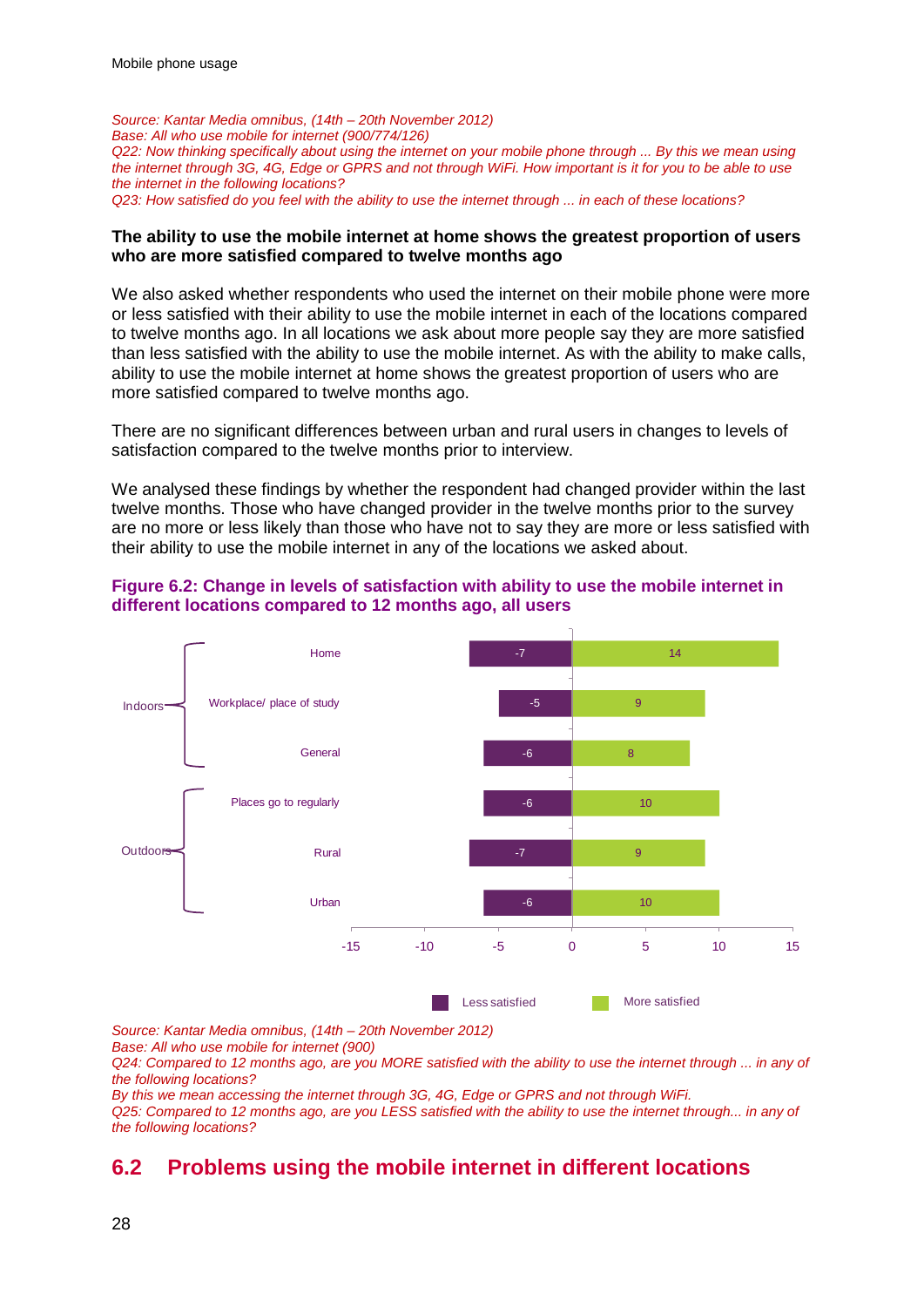*Source: Kantar Media omnibus, (14th – 20th November 2012)*
*Base: All who use mobile for internet (900/774/126)*
*Q22: Now thinking specifically about using the internet on your mobile phone through ... By this we mean using the internet through 3G, 4G, Edge or GPRS and not through WiFi. How important is it for you to be able to use the internet in the following locations?*
*Q23: How satisfied do you feel with the ability to use the internet through ... in each of these locations?*

**The ability to use the mobile internet at home shows the greatest proportion of users who are more satisfied compared to twelve months ago**

We also asked whether respondents who used the internet on their mobile phone were more or less satisfied with their ability to use the mobile internet in each of the locations compared to twelve months ago. In all locations we ask about more people say they are more satisfied than less satisfied with the ability to use the mobile internet. As with the ability to make calls, ability to use the mobile internet at home shows the greatest proportion of users who are more satisfied compared to twelve months ago.

There are no significant differences between urban and rural users in changes to levels of satisfaction compared to the twelve months prior to interview.

We analysed these findings by whether the respondent had changed provider within the last twelve months. Those who have changed provider in the twelve months prior to the survey are no more or less likely than those who have not to say they are more or less satisfied with their ability to use the mobile internet in any of the locations we asked about.

**Figure 6.2: Change in levels of satisfaction with ability to use the mobile internet in different locations compared to 12 months ago, all users**

| | Location | Less satisfied | More satisfied |
|---|---|---|---|
| Indoors | Home | -7 | 14 |
| | Workplace/ place of study | -5 | 9 |
| | General | -6 | 8 |
| Outdoors | Places go to regularly | -6 | 10 |
| | Rural | -7 | 9 |
| | Urban | -6 | 10 |

*Source: Kantar Media omnibus, (14th – 20th November 2012)*
*Base: All who use mobile for internet (900)*
*Q24: Compared to 12 months ago, are you MORE satisfied with the ability to use the internet through ... in any of the following locations?*
*By this we mean accessing the internet through 3G, 4G, Edge or GPRS and not through WiFi.*
*Q25: Compared to 12 months ago, are you LESS satisfied with the ability to use the internet through... in any of the following locations?*

## 6.2 Problems using the mobile internet in different locations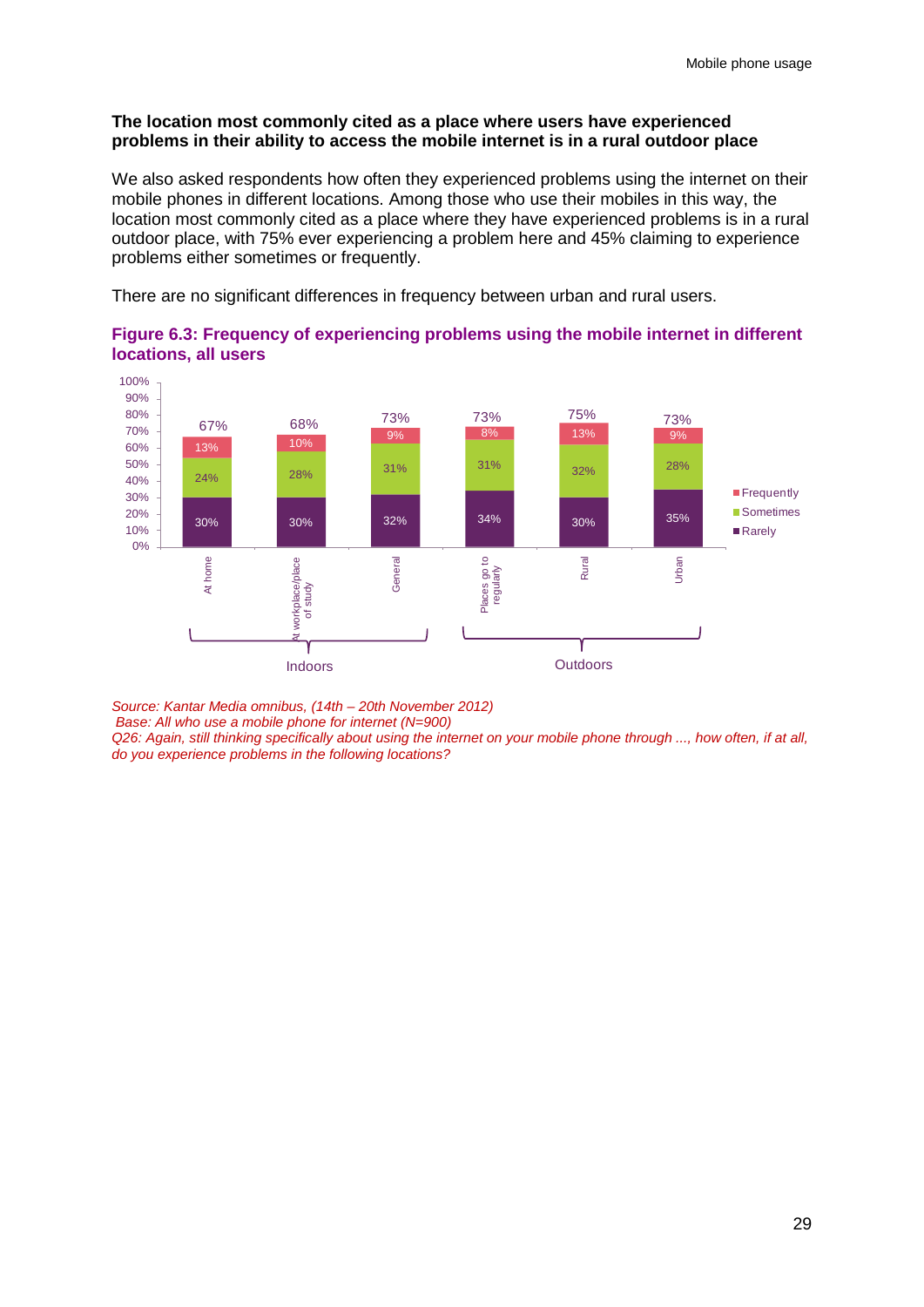**The location most commonly cited as a place where users have experienced problems in their ability to access the mobile internet is in a rural outdoor place**

We also asked respondents how often they experienced problems using the internet on their mobile phones in different locations. Among those who use their mobiles in this way, the location most commonly cited as a place where they have experienced problems is in a rural outdoor place, with 75% ever experiencing a problem here and 45% claiming to experience problems either sometimes or frequently.

There are no significant differences in frequency between urban and rural users.

**Figure 6.3: Frequency of experiencing problems using the mobile internet in different locations, all users**

| Location | | Rarely | Sometimes | Frequently | Total |
|---|---|---|---|---|---|
| Indoors | At home | 30% | 24% | 13% | 67% |
| | At workplace/place of study | 30% | 28% | 10% | 68% |
| | General | 32% | 31% | 9% | 73% |
| Outdoors | Places go to regularly | 34% | 31% | 8% | 73% |
| | Rural | 30% | 32% | 13% | 75% |
| | Urban | 35% | 28% | 9% | 73% |

*Source: Kantar Media omnibus, (14th – 20th November 2012)*
*Base: All who use a mobile phone for internet (N=900)*
*Q26: Again, still thinking specifically about using the internet on your mobile phone through ..., how often, if at all, do you experience problems in the following locations?*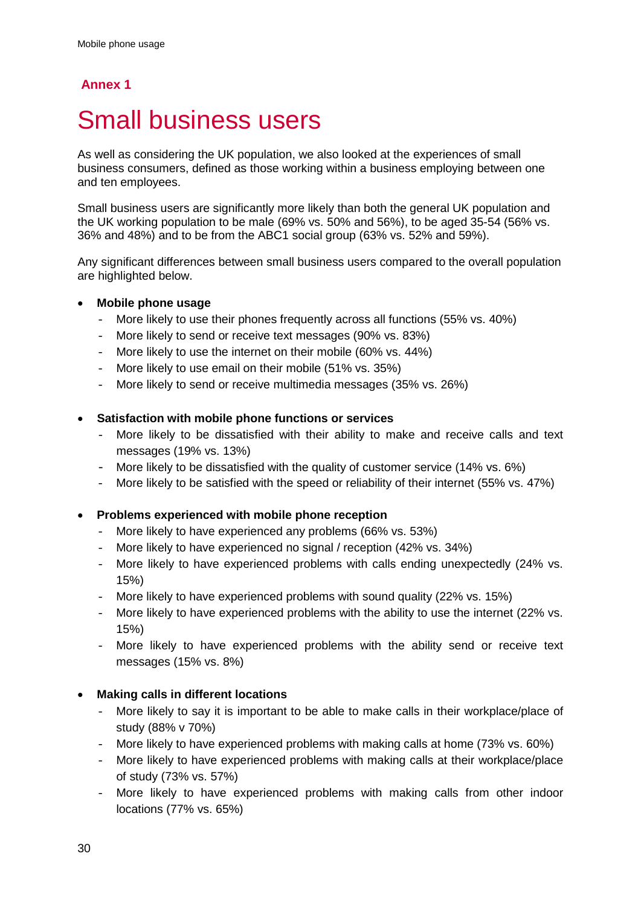## Annex 1

# Small business users

As well as considering the UK population, we also looked at the experiences of small business consumers, defined as those working within a business employing between one and ten employees.

Small business users are significantly more likely than both the general UK population and the UK working population to be male (69% vs. 50% and 56%), to be aged 35-54 (56% vs. 36% and 48%) and to be from the ABC1 social group (63% vs. 52% and 59%).

Any significant differences between small business users compared to the overall population are highlighted below.

- **Mobile phone usage**
  - More likely to use their phones frequently across all functions (55% vs. 40%)
  - More likely to send or receive text messages (90% vs. 83%)
  - More likely to use the internet on their mobile (60% vs. 44%)
  - More likely to use email on their mobile (51% vs. 35%)
  - More likely to send or receive multimedia messages (35% vs. 26%)

- **Satisfaction with mobile phone functions or services**
  - More likely to be dissatisfied with their ability to make and receive calls and text messages (19% vs. 13%)
  - More likely to be dissatisfied with the quality of customer service (14% vs. 6%)
  - More likely to be satisfied with the speed or reliability of their internet (55% vs. 47%)

- **Problems experienced with mobile phone reception**
  - More likely to have experienced any problems (66% vs. 53%)
  - More likely to have experienced no signal / reception (42% vs. 34%)
  - More likely to have experienced problems with calls ending unexpectedly (24% vs. 15%)
  - More likely to have experienced problems with sound quality (22% vs. 15%)
  - More likely to have experienced problems with the ability to use the internet (22% vs. 15%)
  - More likely to have experienced problems with the ability send or receive text messages (15% vs. 8%)

- **Making calls in different locations**
  - More likely to say it is important to be able to make calls in their workplace/place of study (88% v 70%)
  - More likely to have experienced problems with making calls at home (73% vs. 60%)
  - More likely to have experienced problems with making calls at their workplace/place of study (73% vs. 57%)
  - More likely to have experienced problems with making calls from other indoor locations (77% vs. 65%)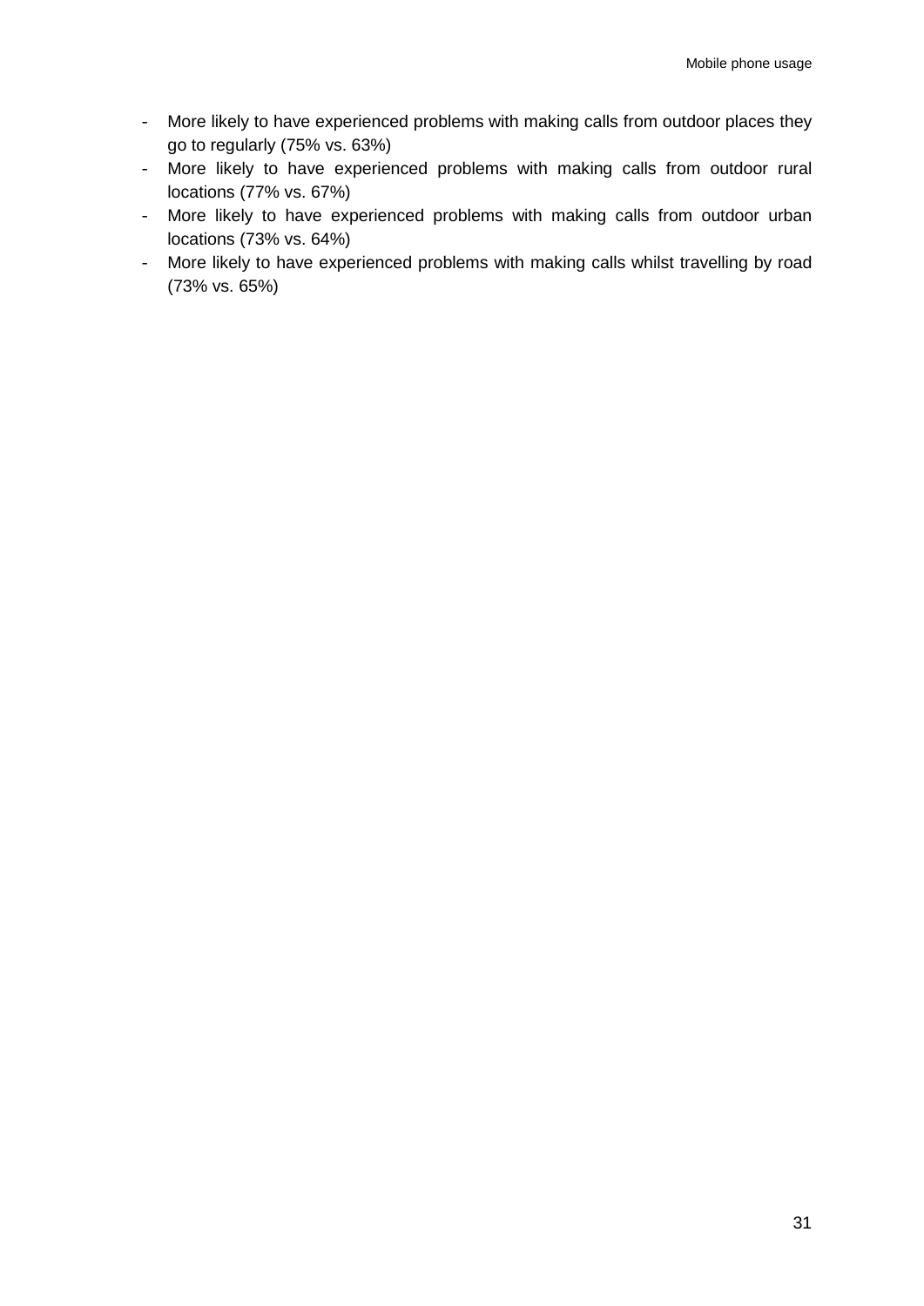- More likely to have experienced problems with making calls from outdoor places they go to regularly (75% vs. 63%)
- More likely to have experienced problems with making calls from outdoor rural locations (77% vs. 67%)
- More likely to have experienced problems with making calls from outdoor urban locations (73% vs. 64%)
- More likely to have experienced problems with making calls whilst travelling by road (73% vs. 65%)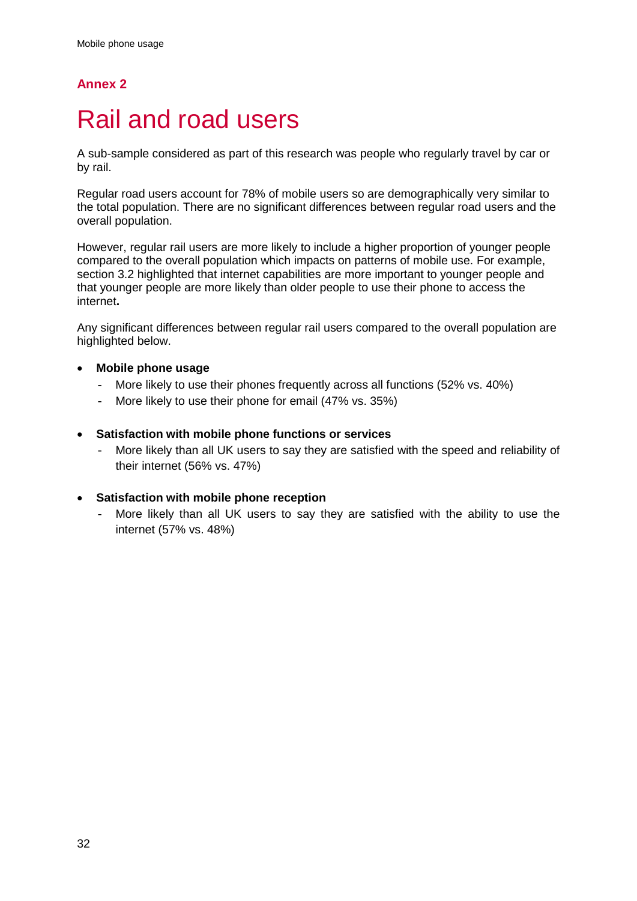## Annex 2

# Rail and road users

A sub-sample considered as part of this research was people who regularly travel by car or by rail.

Regular road users account for 78% of mobile users so are demographically very similar to the total population. There are no significant differences between regular road users and the overall population.

However, regular rail users are more likely to include a higher proportion of younger people compared to the overall population which impacts on patterns of mobile use. For example, section 3.2 highlighted that internet capabilities are more important to younger people and that younger people are more likely than older people to use their phone to access the internet**.**

Any significant differences between regular rail users compared to the overall population are highlighted below.

- **Mobile phone usage**
  - More likely to use their phones frequently across all functions (52% vs. 40%)
  - More likely to use their phone for email (47% vs. 35%)

- **Satisfaction with mobile phone functions or services**
  - More likely than all UK users to say they are satisfied with the speed and reliability of their internet (56% vs. 47%)

- **Satisfaction with mobile phone reception**
  - More likely than all UK users to say they are satisfied with the ability to use the internet (57% vs. 48%)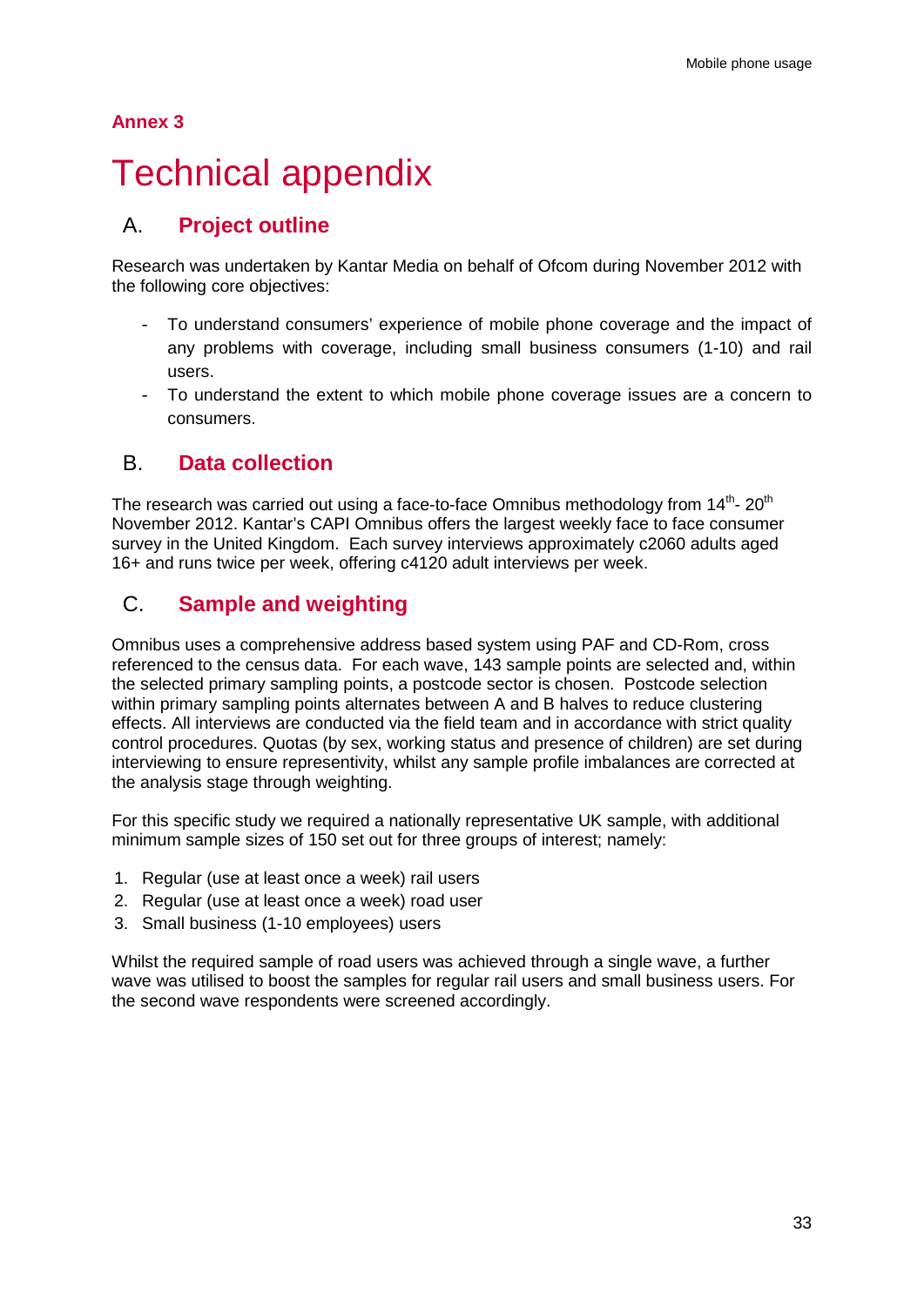## Annex 3

# Technical appendix

## A. Project outline

Research was undertaken by Kantar Media on behalf of Ofcom during November 2012 with the following core objectives:

- To understand consumers' experience of mobile phone coverage and the impact of any problems with coverage, including small business consumers (1-10) and rail users.
- To understand the extent to which mobile phone coverage issues are a concern to consumers.

## B. Data collection

The research was carried out using a face-to-face Omnibus methodology from 14th- 20th November 2012. Kantar's CAPI Omnibus offers the largest weekly face to face consumer survey in the United Kingdom. Each survey interviews approximately c2060 adults aged 16+ and runs twice per week, offering c4120 adult interviews per week.

## C. Sample and weighting

Omnibus uses a comprehensive address based system using PAF and CD-Rom, cross referenced to the census data. For each wave, 143 sample points are selected and, within the selected primary sampling points, a postcode sector is chosen. Postcode selection within primary sampling points alternates between A and B halves to reduce clustering effects. All interviews are conducted via the field team and in accordance with strict quality control procedures. Quotas (by sex, working status and presence of children) are set during interviewing to ensure representivity, whilst any sample profile imbalances are corrected at the analysis stage through weighting.

For this specific study we required a nationally representative UK sample, with additional minimum sample sizes of 150 set out for three groups of interest; namely:

1. Regular (use at least once a week) rail users
2. Regular (use at least once a week) road user
3. Small business (1-10 employees) users

Whilst the required sample of road users was achieved through a single wave, a further wave was utilised to boost the samples for regular rail users and small business users. For the second wave respondents were screened accordingly.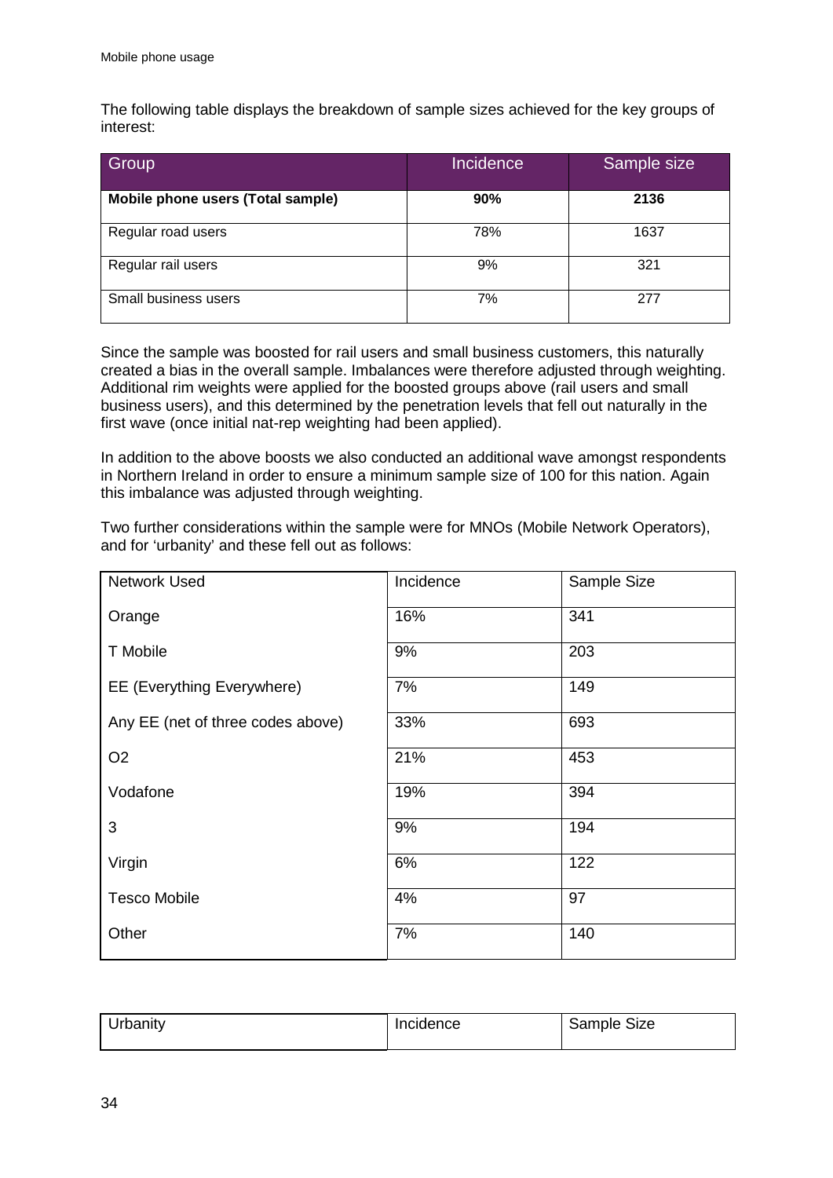The following table displays the breakdown of sample sizes achieved for the key groups of interest:

| Group | Incidence | Sample size |
|---|---|---|
| **Mobile phone users (Total sample)** | **90%** | **2136** |
| Regular road users | 78% | 1637 |
| Regular rail users | 9% | 321 |
| Small business users | 7% | 277 |

Since the sample was boosted for rail users and small business customers, this naturally created a bias in the overall sample. Imbalances were therefore adjusted through weighting. Additional rim weights were applied for the boosted groups above (rail users and small business users), and this determined by the penetration levels that fell out naturally in the first wave (once initial nat-rep weighting had been applied).

In addition to the above boosts we also conducted an additional wave amongst respondents in Northern Ireland in order to ensure a minimum sample size of 100 for this nation. Again this imbalance was adjusted through weighting.

Two further considerations within the sample were for MNOs (Mobile Network Operators), and for 'urbanity' and these fell out as follows:

| Network Used | Incidence | Sample Size |
|---|---|---|
| Orange | 16% | 341 |
| T Mobile | 9% | 203 |
| EE (Everything Everywhere) | 7% | 149 |
| Any EE (net of three codes above) | 33% | 693 |
| O2 | 21% | 453 |
| Vodafone | 19% | 394 |
| 3 | 9% | 194 |
| Virgin | 6% | 122 |
| Tesco Mobile | 4% | 97 |
| Other | 7% | 140 |

| Urbanity | Incidence | Sample Size |
|---|---|---|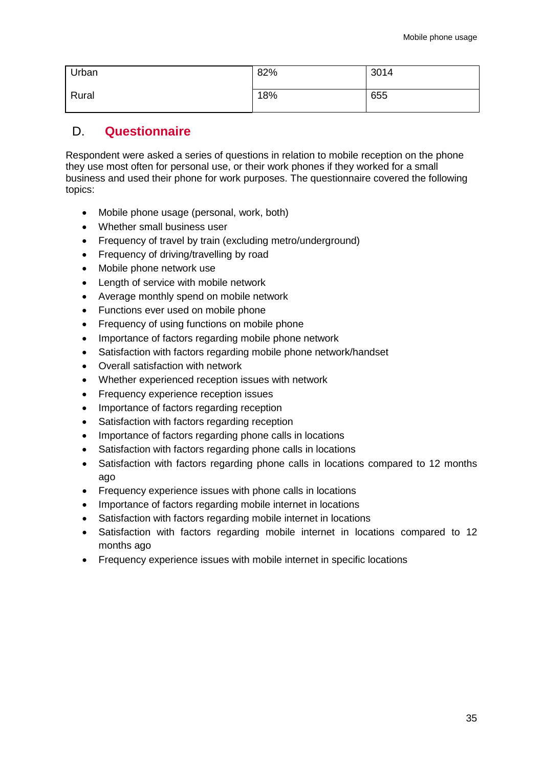| | | |
|---|---|---|
| Urban | 82% | 3014 |
| Rural | 18% | 655 |

## D. Questionnaire

Respondent were asked a series of questions in relation to mobile reception on the phone they use most often for personal use, or their work phones if they worked for a small business and used their phone for work purposes. The questionnaire covered the following topics:

- Mobile phone usage (personal, work, both)
- Whether small business user
- Frequency of travel by train (excluding metro/underground)
- Frequency of driving/travelling by road
- Mobile phone network use
- Length of service with mobile network
- Average monthly spend on mobile network
- Functions ever used on mobile phone
- Frequency of using functions on mobile phone
- Importance of factors regarding mobile phone network
- Satisfaction with factors regarding mobile phone network/handset
- Overall satisfaction with network
- Whether experienced reception issues with network
- Frequency experience reception issues
- Importance of factors regarding reception
- Satisfaction with factors regarding reception
- Importance of factors regarding phone calls in locations
- Satisfaction with factors regarding phone calls in locations
- Satisfaction with factors regarding phone calls in locations compared to 12 months ago
- Frequency experience issues with phone calls in locations
- Importance of factors regarding mobile internet in locations
- Satisfaction with factors regarding mobile internet in locations
- Satisfaction with factors regarding mobile internet in locations compared to 12 months ago
- Frequency experience issues with mobile internet in specific locations